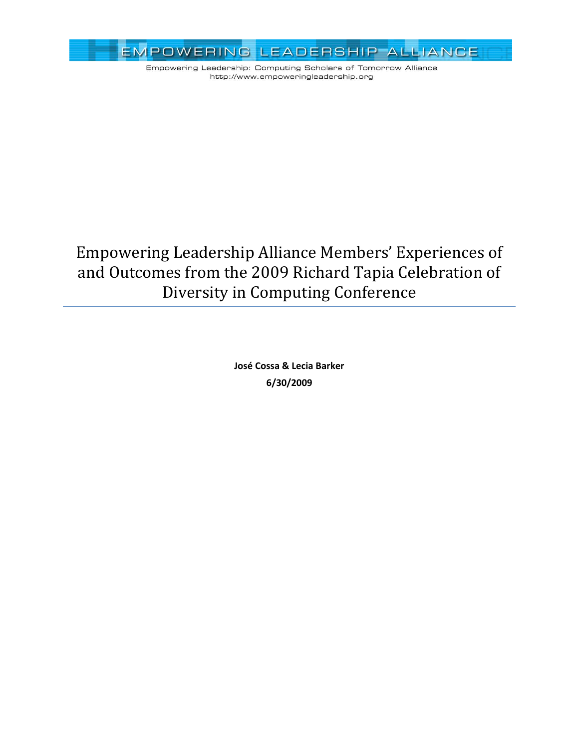EMPOWERING LEADERSHIP ALLIANCE

Empowering Leadership: Computing Scholars of Tomorrow Alliance
http://www.empoweringleadership.org

# Empowering Leadership Alliance Members' Experiences of and Outcomes from the 2009 Richard Tapia Celebration of Diversity in Computing Conference

**José Cossa & Lecia Barker**

**6/30/2009**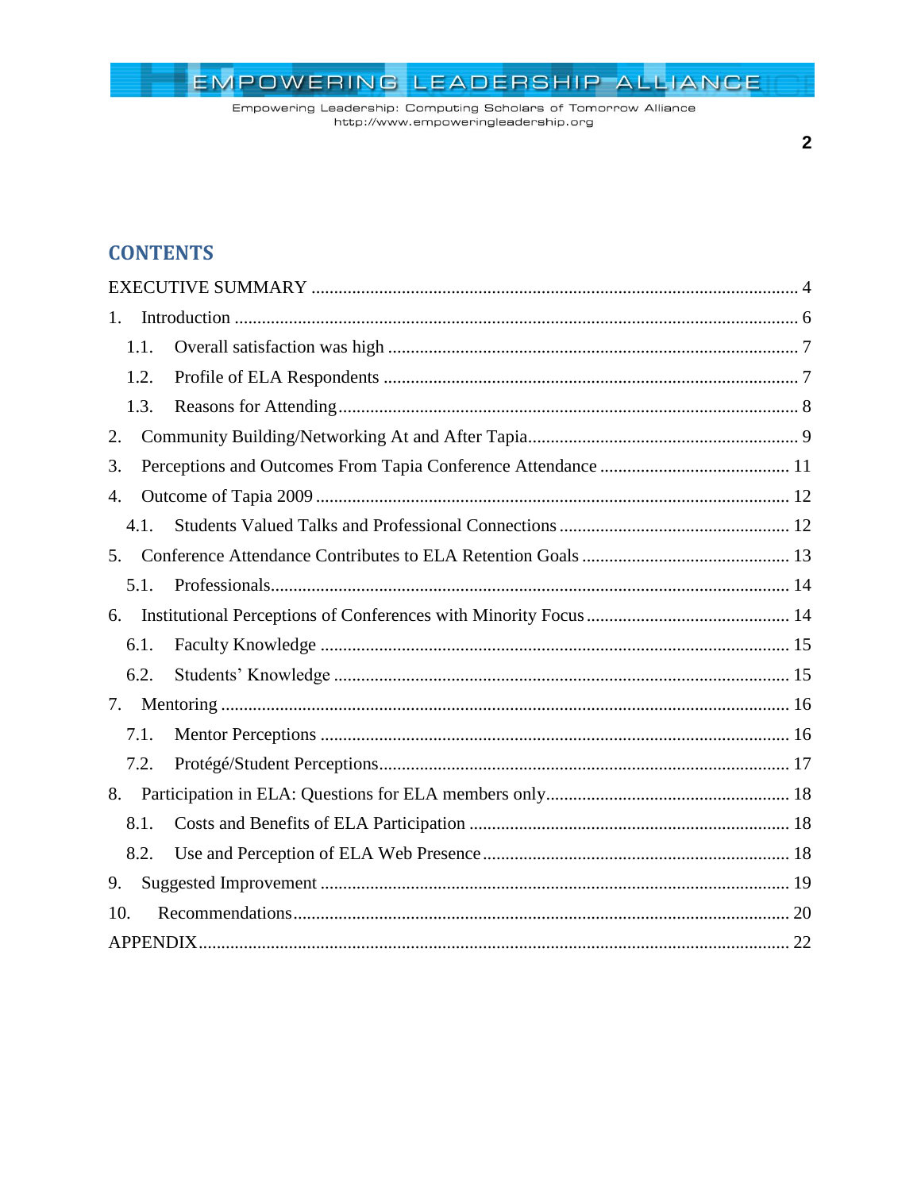# CONTENTS

- EXECUTIVE SUMMARY ..... 4
- 1. Introduction ..... 6
  - 1.1. Overall satisfaction was high ..... 7
  - 1.2. Profile of ELA Respondents ..... 7
  - 1.3. Reasons for Attending ..... 8
- 2. Community Building/Networking At and After Tapia ..... 9
- 3. Perceptions and Outcomes From Tapia Conference Attendance ..... 11
- 4. Outcome of Tapia 2009 ..... 12
  - 4.1. Students Valued Talks and Professional Connections ..... 12
- 5. Conference Attendance Contributes to ELA Retention Goals ..... 13
  - 5.1. Professionals ..... 14
- 6. Institutional Perceptions of Conferences with Minority Focus ..... 14
  - 6.1. Faculty Knowledge ..... 15
  - 6.2. Students' Knowledge ..... 15
- 7. Mentoring ..... 16
  - 7.1. Mentor Perceptions ..... 16
  - 7.2. Protégé/Student Perceptions ..... 17
- 8. Participation in ELA: Questions for ELA members only ..... 18
  - 8.1. Costs and Benefits of ELA Participation ..... 18
  - 8.2. Use and Perception of ELA Web Presence ..... 18
- 9. Suggested Improvement ..... 19
- 10. Recommendations ..... 20
- APPENDIX ..... 22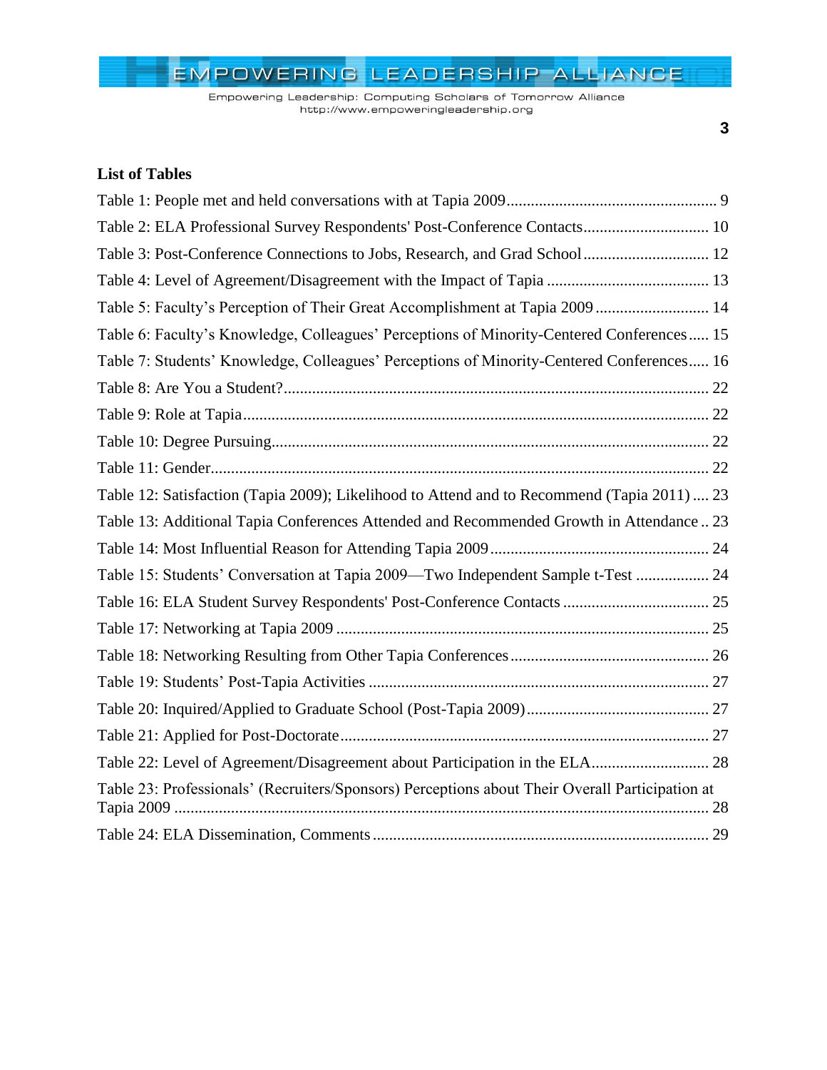## List of Tables

Table 1: People met and held conversations with at Tapia 2009 .......... 9

Table 2: ELA Professional Survey Respondents' Post-Conference Contacts .......... 10

Table 3: Post-Conference Connections to Jobs, Research, and Grad School .......... 12

Table 4: Level of Agreement/Disagreement with the Impact of Tapia .......... 13

Table 5: Faculty's Perception of Their Great Accomplishment at Tapia 2009 .......... 14

Table 6: Faculty's Knowledge, Colleagues' Perceptions of Minority-Centered Conferences .......... 15

Table 7: Students' Knowledge, Colleagues' Perceptions of Minority-Centered Conferences .......... 16

Table 8: Are You a Student? .......... 22

Table 9: Role at Tapia .......... 22

Table 10: Degree Pursuing .......... 22

Table 11: Gender .......... 22

Table 12: Satisfaction (Tapia 2009); Likelihood to Attend and to Recommend (Tapia 2011) .......... 23

Table 13: Additional Tapia Conferences Attended and Recommended Growth in Attendance .......... 23

Table 14: Most Influential Reason for Attending Tapia 2009 .......... 24

Table 15: Students' Conversation at Tapia 2009—Two Independent Sample t-Test .......... 24

Table 16: ELA Student Survey Respondents' Post-Conference Contacts .......... 25

Table 17: Networking at Tapia 2009 .......... 25

Table 18: Networking Resulting from Other Tapia Conferences .......... 26

Table 19: Students' Post-Tapia Activities .......... 27

Table 20: Inquired/Applied to Graduate School (Post-Tapia 2009) .......... 27

Table 21: Applied for Post-Doctorate .......... 27

Table 22: Level of Agreement/Disagreement about Participation in the ELA .......... 28

Table 23: Professionals' (Recruiters/Sponsors) Perceptions about Their Overall Participation at Tapia 2009 .......... 28

Table 24: ELA Dissemination, Comments .......... 29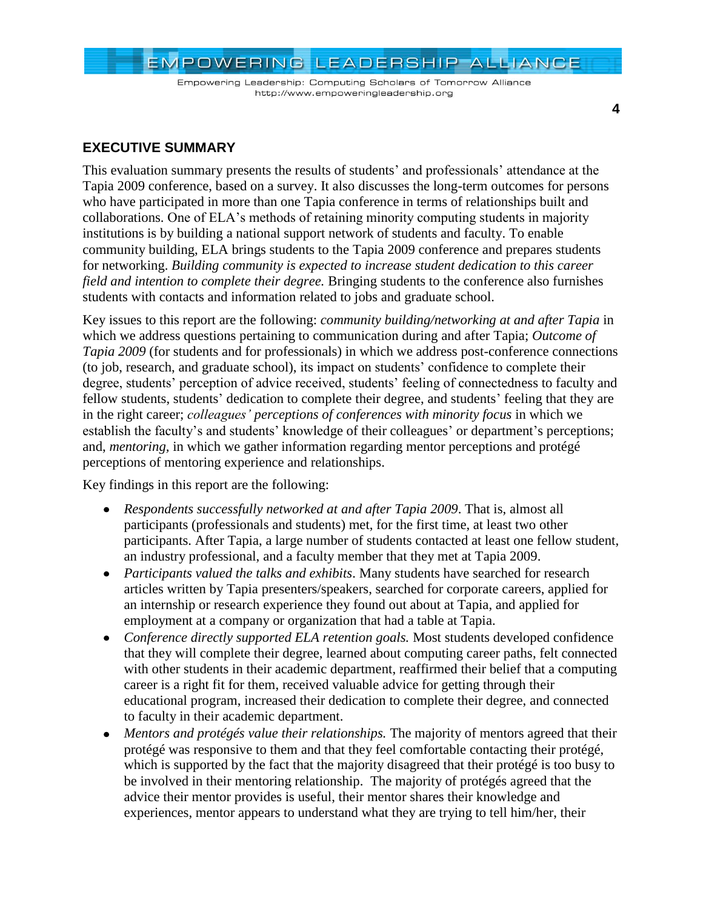## EXECUTIVE SUMMARY

This evaluation summary presents the results of students' and professionals' attendance at the Tapia 2009 conference, based on a survey. It also discusses the long-term outcomes for persons who have participated in more than one Tapia conference in terms of relationships built and collaborations. One of ELA's methods of retaining minority computing students in majority institutions is by building a national support network of students and faculty. To enable community building, ELA brings students to the Tapia 2009 conference and prepares students for networking. *Building community is expected to increase student dedication to this career field and intention to complete their degree.* Bringing students to the conference also furnishes students with contacts and information related to jobs and graduate school.

Key issues to this report are the following: *community building/networking at and after Tapia* in which we address questions pertaining to communication during and after Tapia; *Outcome of Tapia 2009* (for students and for professionals) in which we address post-conference connections (to job, research, and graduate school), its impact on students' confidence to complete their degree, students' perception of advice received, students' feeling of connectedness to faculty and fellow students, students' dedication to complete their degree, and students' feeling that they are in the right career; *colleagues' perceptions of conferences with minority focus* in which we establish the faculty's and students' knowledge of their colleagues' or department's perceptions; and, *mentoring*, in which we gather information regarding mentor perceptions and protégé perceptions of mentoring experience and relationships.

Key findings in this report are the following:

- *Respondents successfully networked at and after Tapia 2009*. That is, almost all participants (professionals and students) met, for the first time, at least two other participants. After Tapia, a large number of students contacted at least one fellow student, an industry professional, and a faculty member that they met at Tapia 2009.
- *Participants valued the talks and exhibits*. Many students have searched for research articles written by Tapia presenters/speakers, searched for corporate careers, applied for an internship or research experience they found out about at Tapia, and applied for employment at a company or organization that had a table at Tapia.
- *Conference directly supported ELA retention goals.* Most students developed confidence that they will complete their degree, learned about computing career paths, felt connected with other students in their academic department, reaffirmed their belief that a computing career is a right fit for them, received valuable advice for getting through their educational program, increased their dedication to complete their degree, and connected to faculty in their academic department.
- *Mentors and protégés value their relationships.* The majority of mentors agreed that their protégé was responsive to them and that they feel comfortable contacting their protégé, which is supported by the fact that the majority disagreed that their protégé is too busy to be involved in their mentoring relationship. The majority of protégés agreed that the advice their mentor provides is useful, their mentor shares their knowledge and experiences, mentor appears to understand what they are trying to tell him/her, their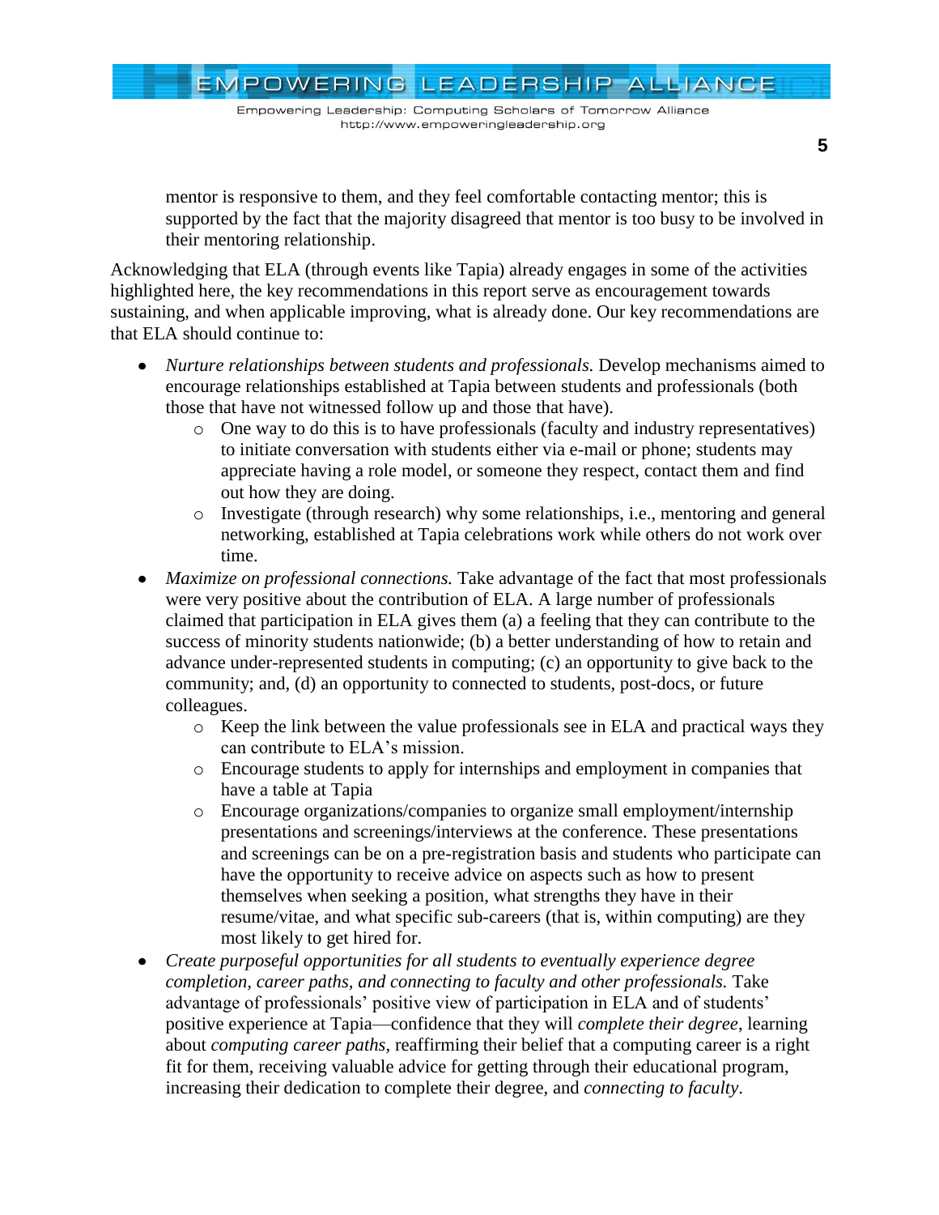mentor is responsive to them, and they feel comfortable contacting mentor; this is supported by the fact that the majority disagreed that mentor is too busy to be involved in their mentoring relationship.

Acknowledging that ELA (through events like Tapia) already engages in some of the activities highlighted here, the key recommendations in this report serve as encouragement towards sustaining, and when applicable improving, what is already done. Our key recommendations are that ELA should continue to:

- *Nurture relationships between students and professionals.* Develop mechanisms aimed to encourage relationships established at Tapia between students and professionals (both those that have not witnessed follow up and those that have).
  - One way to do this is to have professionals (faculty and industry representatives) to initiate conversation with students either via e-mail or phone; students may appreciate having a role model, or someone they respect, contact them and find out how they are doing.
  - Investigate (through research) why some relationships, i.e., mentoring and general networking, established at Tapia celebrations work while others do not work over time.
- *Maximize on professional connections.* Take advantage of the fact that most professionals were very positive about the contribution of ELA. A large number of professionals claimed that participation in ELA gives them (a) a feeling that they can contribute to the success of minority students nationwide; (b) a better understanding of how to retain and advance under-represented students in computing; (c) an opportunity to give back to the community; and, (d) an opportunity to connected to students, post-docs, or future colleagues.
  - Keep the link between the value professionals see in ELA and practical ways they can contribute to ELA's mission.
  - Encourage students to apply for internships and employment in companies that have a table at Tapia
  - Encourage organizations/companies to organize small employment/internship presentations and screenings/interviews at the conference. These presentations and screenings can be on a pre-registration basis and students who participate can have the opportunity to receive advice on aspects such as how to present themselves when seeking a position, what strengths they have in their resume/vitae, and what specific sub-careers (that is, within computing) are they most likely to get hired for.
- *Create purposeful opportunities for all students to eventually experience degree completion, career paths, and connecting to faculty and other professionals.* Take advantage of professionals' positive view of participation in ELA and of students' positive experience at Tapia—confidence that they will *complete their degree*, learning about *computing career paths*, reaffirming their belief that a computing career is a right fit for them, receiving valuable advice for getting through their educational program, increasing their dedication to complete their degree, and *connecting to faculty*.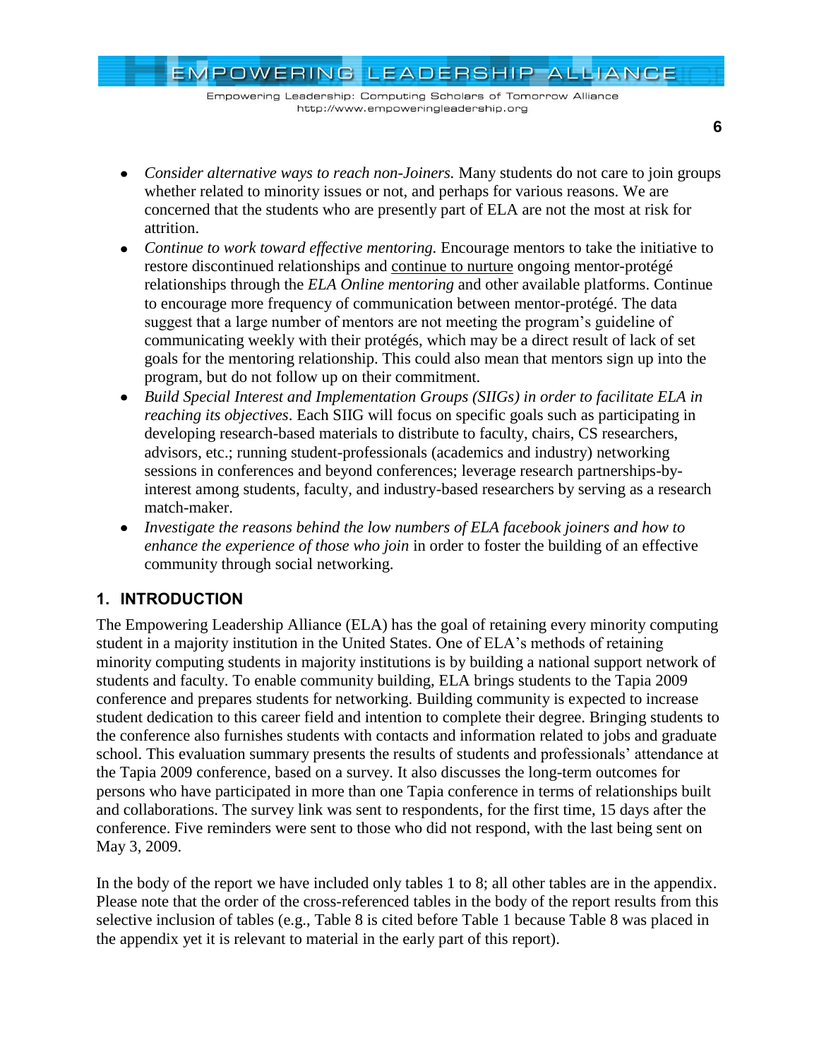- *Consider alternative ways to reach non-Joiners.* Many students do not care to join groups whether related to minority issues or not, and perhaps for various reasons. We are concerned that the students who are presently part of ELA are not the most at risk for attrition.
- *Continue to work toward effective mentoring.* Encourage mentors to take the initiative to restore discontinued relationships and continue to nurture ongoing mentor-protégé relationships through the *ELA Online mentoring* and other available platforms. Continue to encourage more frequency of communication between mentor-protégé. The data suggest that a large number of mentors are not meeting the program's guideline of communicating weekly with their protégés, which may be a direct result of lack of set goals for the mentoring relationship. This could also mean that mentors sign up into the program, but do not follow up on their commitment.
- *Build Special Interest and Implementation Groups (SIIGs) in order to facilitate ELA in reaching its objectives*. Each SIIG will focus on specific goals such as participating in developing research-based materials to distribute to faculty, chairs, CS researchers, advisors, etc.; running student-professionals (academics and industry) networking sessions in conferences and beyond conferences; leverage research partnerships-by-interest among students, faculty, and industry-based researchers by serving as a research match-maker.
- *Investigate the reasons behind the low numbers of ELA facebook joiners and how to enhance the experience of those who join* in order to foster the building of an effective community through social networking.

## 1. INTRODUCTION

The Empowering Leadership Alliance (ELA) has the goal of retaining every minority computing student in a majority institution in the United States. One of ELA's methods of retaining minority computing students in majority institutions is by building a national support network of students and faculty. To enable community building, ELA brings students to the Tapia 2009 conference and prepares students for networking. Building community is expected to increase student dedication to this career field and intention to complete their degree. Bringing students to the conference also furnishes students with contacts and information related to jobs and graduate school. This evaluation summary presents the results of students and professionals' attendance at the Tapia 2009 conference, based on a survey. It also discusses the long-term outcomes for persons who have participated in more than one Tapia conference in terms of relationships built and collaborations. The survey link was sent to respondents, for the first time, 15 days after the conference. Five reminders were sent to those who did not respond, with the last being sent on May 3, 2009.

In the body of the report we have included only tables 1 to 8; all other tables are in the appendix. Please note that the order of the cross-referenced tables in the body of the report results from this selective inclusion of tables (e.g., Table 8 is cited before Table 1 because Table 8 was placed in the appendix yet it is relevant to material in the early part of this report).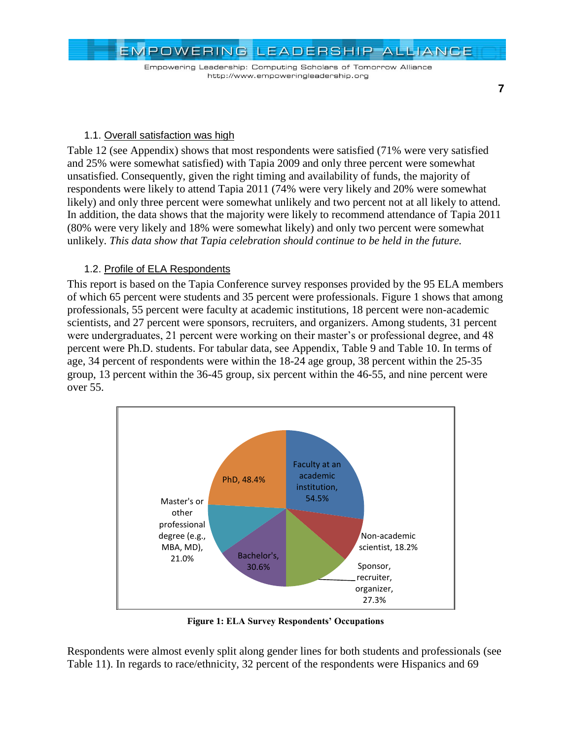### 1.1. Overall satisfaction was high

Table 12 (see Appendix) shows that most respondents were satisfied (71% were very satisfied and 25% were somewhat satisfied) with Tapia 2009 and only three percent were somewhat unsatisfied. Consequently, given the right timing and availability of funds, the majority of respondents were likely to attend Tapia 2011 (74% were very likely and 20% were somewhat likely) and only three percent were somewhat unlikely and two percent not at all likely to attend. In addition, the data shows that the majority were likely to recommend attendance of Tapia 2011 (80% were very likely and 18% were somewhat likely) and only two percent were somewhat unlikely. *This data show that Tapia celebration should continue to be held in the future.*

### 1.2. Profile of ELA Respondents

This report is based on the Tapia Conference survey responses provided by the 95 ELA members of which 65 percent were students and 35 percent were professionals. Figure 1 shows that among professionals, 55 percent were faculty at academic institutions, 18 percent were non-academic scientists, and 27 percent were sponsors, recruiters, and organizers. Among students, 31 percent were undergraduates, 21 percent were working on their master's or professional degree, and 48 percent were Ph.D. students. For tabular data, see Appendix, Table 9 and Table 10. In terms of age, 34 percent of respondents were within the 18-24 age group, 38 percent within the 25-35 group, 13 percent within the 36-45 group, six percent within the 46-55, and nine percent were over 55.

Faculty at an academic institution, 54.5%; Non-academic scientist, 18.2%; Sponsor, recruiter, organizer, 27.3%; Bachelor's, 30.6%; Master's or other professional degree (e.g., MBA, MD), 21.0%; PhD, 48.4%

**Figure 1: ELA Survey Respondents' Occupations**

Respondents were almost evenly split along gender lines for both students and professionals (see Table 11). In regards to race/ethnicity, 32 percent of the respondents were Hispanics and 69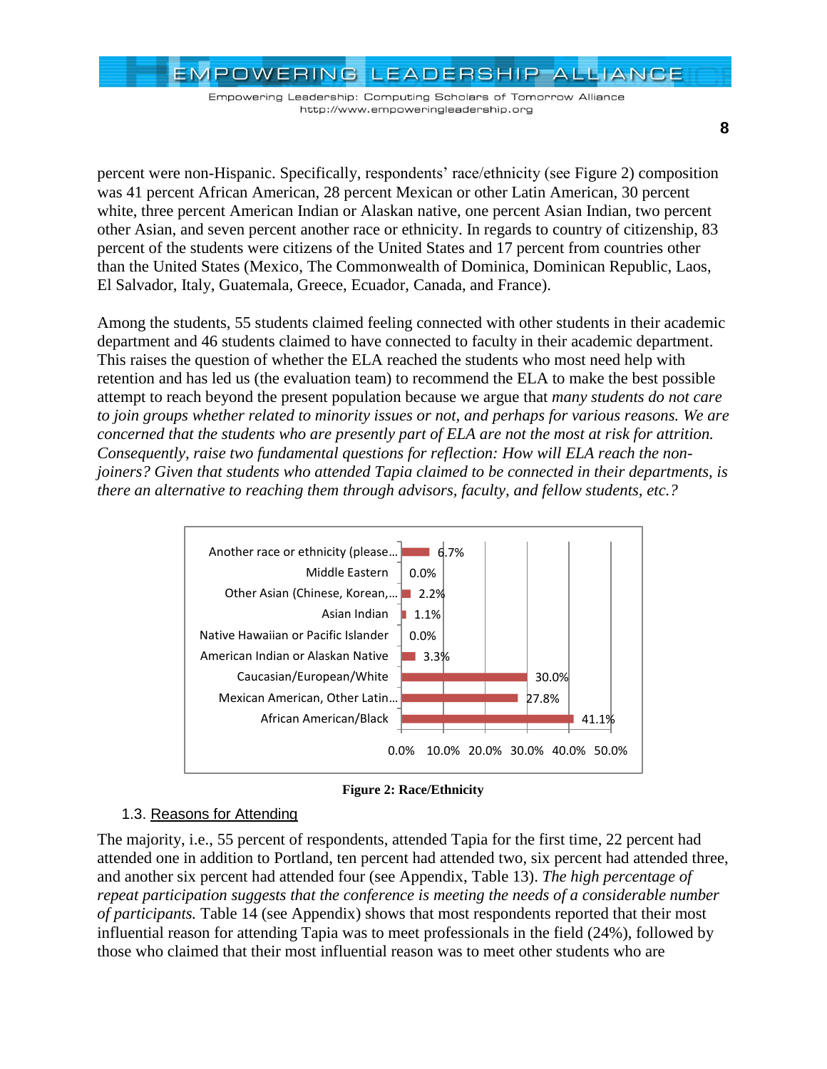percent were non-Hispanic. Specifically, respondents' race/ethnicity (see Figure 2) composition was 41 percent African American, 28 percent Mexican or other Latin American, 30 percent white, three percent American Indian or Alaskan native, one percent Asian Indian, two percent other Asian, and seven percent another race or ethnicity. In regards to country of citizenship, 83 percent of the students were citizens of the United States and 17 percent from countries other than the United States (Mexico, The Commonwealth of Dominica, Dominican Republic, Laos, El Salvador, Italy, Guatemala, Greece, Ecuador, Canada, and France).

Among the students, 55 students claimed feeling connected with other students in their academic department and 46 students claimed to have connected to faculty in their academic department. This raises the question of whether the ELA reached the students who most need help with retention and has led us (the evaluation team) to recommend the ELA to make the best possible attempt to reach beyond the present population because we argue that *many students do not care to join groups whether related to minority issues or not, and perhaps for various reasons. We are concerned that the students who are presently part of ELA are not the most at risk for attrition. Consequently, raise two fundamental questions for reflection: How will ELA reach the non-joiners? Given that students who attended Tapia claimed to be connected in their departments, is there an alternative to reaching them through advisors, faculty, and fellow students, etc.?*

| Race/Ethnicity | Percent |
|---|---|
| Another race or ethnicity (please… | 6.7% |
| Middle Eastern | 0.0% |
| Other Asian (Chinese, Korean,… | 2.2% |
| Asian Indian | 1.1% |
| Native Hawaiian or Pacific Islander | 0.0% |
| American Indian or Alaskan Native | 3.3% |
| Caucasian/European/White | 30.0% |
| Mexican American, Other Latin… | 27.8% |
| African American/Black | 41.1% |

**Figure 2: Race/Ethnicity**

### 1.3. Reasons for Attending

The majority, i.e., 55 percent of respondents, attended Tapia for the first time, 22 percent had attended one in addition to Portland, ten percent had attended two, six percent had attended three, and another six percent had attended four (see Appendix, Table 13). *The high percentage of repeat participation suggests that the conference is meeting the needs of a considerable number of participants.* Table 14 (see Appendix) shows that most respondents reported that their most influential reason for attending Tapia was to meet professionals in the field (24%), followed by those who claimed that their most influential reason was to meet other students who are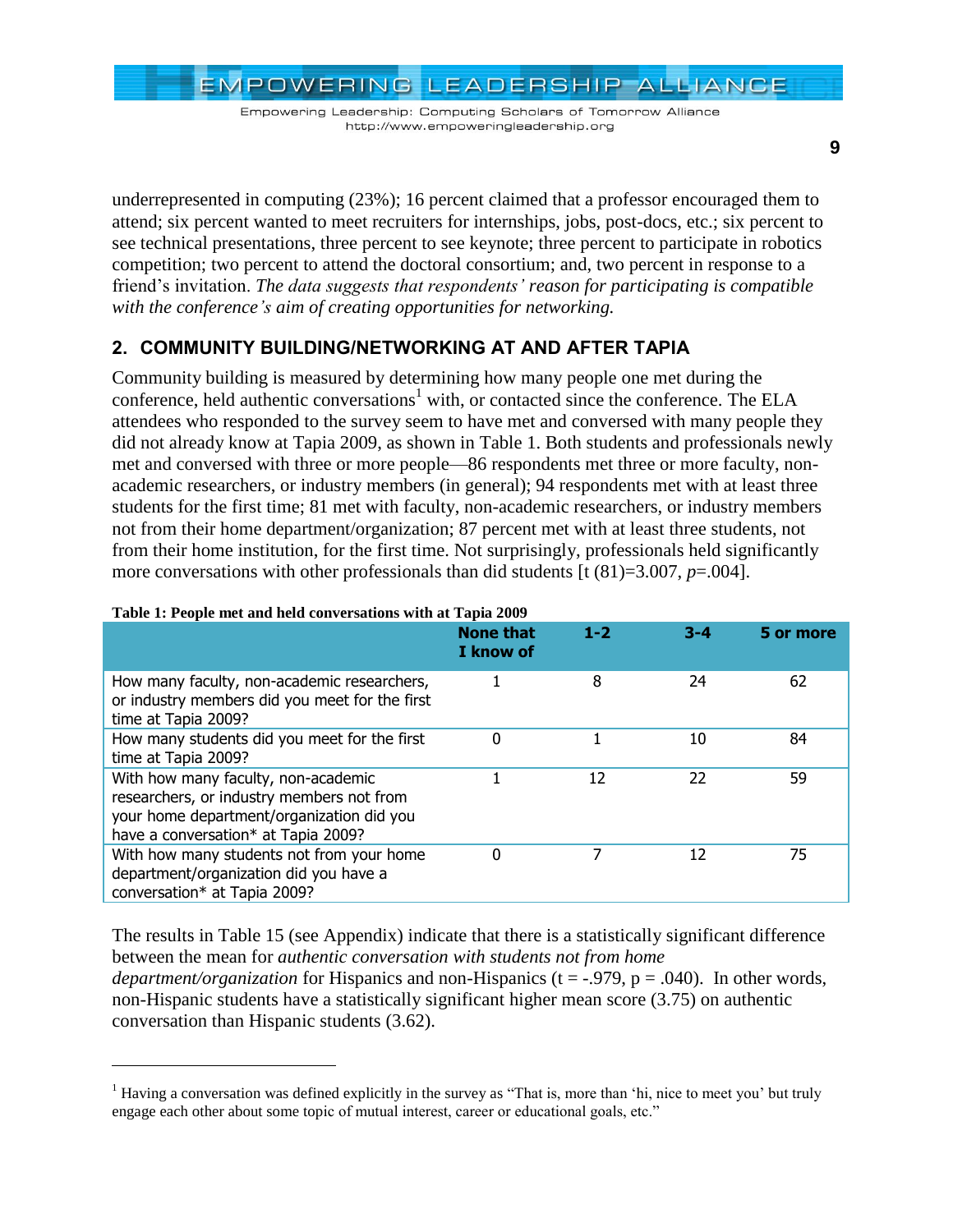underrepresented in computing (23%); 16 percent claimed that a professor encouraged them to attend; six percent wanted to meet recruiters for internships, jobs, post-docs, etc.; six percent to see technical presentations, three percent to see keynote; three percent to participate in robotics competition; two percent to attend the doctoral consortium; and, two percent in response to a friend's invitation. *The data suggests that respondents' reason for participating is compatible with the conference's aim of creating opportunities for networking.*

## 2. COMMUNITY BUILDING/NETWORKING AT AND AFTER TAPIA

Community building is measured by determining how many people one met during the conference, held authentic conversations[1] with, or contacted since the conference. The ELA attendees who responded to the survey seem to have met and conversed with many people they did not already know at Tapia 2009, as shown in Table 1. Both students and professionals newly met and conversed with three or more people—86 respondents met three or more faculty, non-academic researchers, or industry members (in general); 94 respondents met with at least three students for the first time; 81 met with faculty, non-academic researchers, or industry members not from their home department/organization; 87 percent met with at least three students, not from their home institution, for the first time. Not surprisingly, professionals held significantly more conversations with other professionals than did students [t (81)=3.007, *p*=.004].

**Table 1: People met and held conversations with at Tapia 2009**

| | None that I know of | 1-2 | 3-4 | 5 or more |
|---|---|---|---|---|
| How many faculty, non-academic researchers, or industry members did you meet for the first time at Tapia 2009? | 1 | 8 | 24 | 62 |
| How many students did you meet for the first time at Tapia 2009? | 0 | 1 | 10 | 84 |
| With how many faculty, non-academic researchers, or industry members not from your home department/organization did you have a conversation* at Tapia 2009? | 1 | 12 | 22 | 59 |
| With how many students not from your home department/organization did you have a conversation* at Tapia 2009? | 0 | 7 | 12 | 75 |

The results in Table 15 (see Appendix) indicate that there is a statistically significant difference between the mean for *authentic conversation with students not from home department/organization* for Hispanics and non-Hispanics (t = -.979, p = .040). In other words, non-Hispanic students have a statistically significant higher mean score (3.75) on authentic conversation than Hispanic students (3.62).

[1] Having a conversation was defined explicitly in the survey as "That is, more than 'hi, nice to meet you' but truly engage each other about some topic of mutual interest, career or educational goals, etc."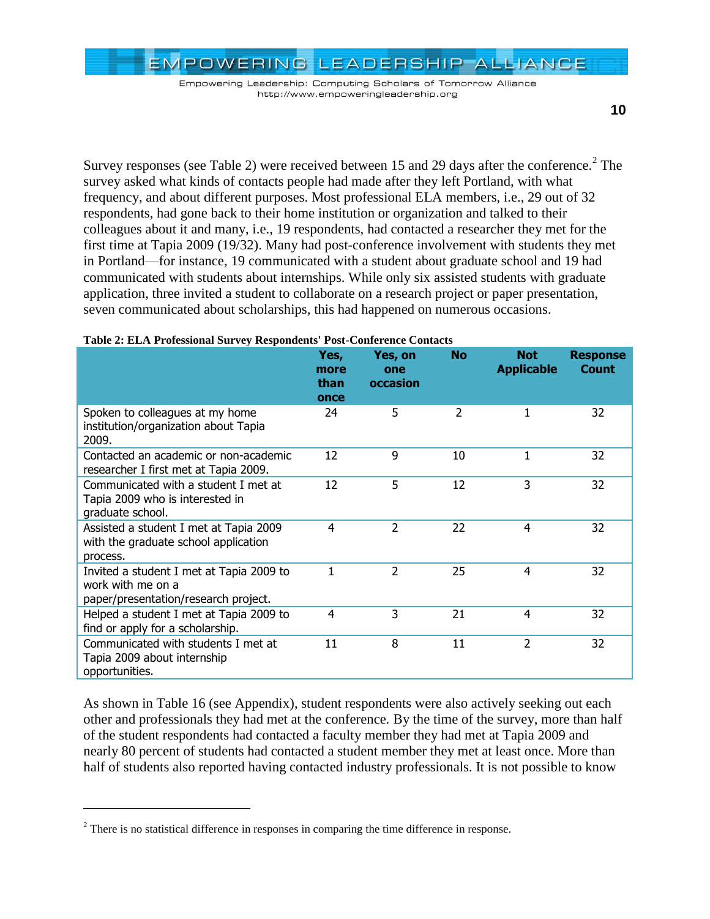Survey responses (see Table 2) were received between 15 and 29 days after the conference.[2] The survey asked what kinds of contacts people had made after they left Portland, with what frequency, and about different purposes. Most professional ELA members, i.e., 29 out of 32 respondents, had gone back to their home institution or organization and talked to their colleagues about it and many, i.e., 19 respondents, had contacted a researcher they met for the first time at Tapia 2009 (19/32). Many had post-conference involvement with students they met in Portland—for instance, 19 communicated with a student about graduate school and 19 had communicated with students about internships. While only six assisted students with graduate application, three invited a student to collaborate on a research project or paper presentation, seven communicated about scholarships, this had happened on numerous occasions.

**Table 2: ELA Professional Survey Respondents' Post-Conference Contacts**

| | Yes, more than once | Yes, on one occasion | No | Not Applicable | Response Count |
|---|---|---|---|---|---|
| Spoken to colleagues at my home institution/organization about Tapia 2009. | 24 | 5 | 2 | 1 | 32 |
| Contacted an academic or non-academic researcher I first met at Tapia 2009. | 12 | 9 | 10 | 1 | 32 |
| Communicated with a student I met at Tapia 2009 who is interested in graduate school. | 12 | 5 | 12 | 3 | 32 |
| Assisted a student I met at Tapia 2009 with the graduate school application process. | 4 | 2 | 22 | 4 | 32 |
| Invited a student I met at Tapia 2009 to work with me on a paper/presentation/research project. | 1 | 2 | 25 | 4 | 32 |
| Helped a student I met at Tapia 2009 to find or apply for a scholarship. | 4 | 3 | 21 | 4 | 32 |
| Communicated with students I met at Tapia 2009 about internship opportunities. | 11 | 8 | 11 | 2 | 32 |

As shown in Table 16 (see Appendix), student respondents were also actively seeking out each other and professionals they had met at the conference. By the time of the survey, more than half of the student respondents had contacted a faculty member they had met at Tapia 2009 and nearly 80 percent of students had contacted a student member they met at least once. More than half of students also reported having contacted industry professionals. It is not possible to know

[2] There is no statistical difference in responses in comparing the time difference in response.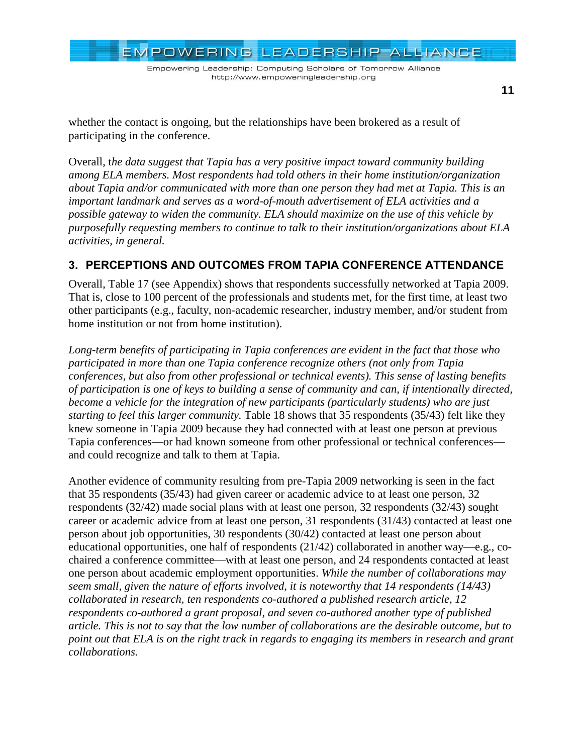whether the contact is ongoing, but the relationships have been brokered as a result of participating in the conference.

Overall, t*he data suggest that Tapia has a very positive impact toward community building among ELA members. Most respondents had told others in their home institution/organization about Tapia and/or communicated with more than one person they had met at Tapia. This is an important landmark and serves as a word-of-mouth advertisement of ELA activities and a possible gateway to widen the community. ELA should maximize on the use of this vehicle by purposefully requesting members to continue to talk to their institution/organizations about ELA activities, in general.*

### 3. PERCEPTIONS AND OUTCOMES FROM TAPIA CONFERENCE ATTENDANCE

Overall, Table 17 (see Appendix) shows that respondents successfully networked at Tapia 2009. That is, close to 100 percent of the professionals and students met, for the first time, at least two other participants (e.g., faculty, non-academic researcher, industry member, and/or student from home institution or not from home institution).

*Long-term benefits of participating in Tapia conferences are evident in the fact that those who participated in more than one Tapia conference recognize others (not only from Tapia conferences, but also from other professional or technical events). This sense of lasting benefits of participation is one of keys to building a sense of community and can, if intentionally directed, become a vehicle for the integration of new participants (particularly students) who are just starting to feel this larger community.* Table 18 shows that 35 respondents (35/43) felt like they knew someone in Tapia 2009 because they had connected with at least one person at previous Tapia conferences—or had known someone from other professional or technical conferences—and could recognize and talk to them at Tapia.

Another evidence of community resulting from pre-Tapia 2009 networking is seen in the fact that 35 respondents (35/43) had given career or academic advice to at least one person, 32 respondents (32/42) made social plans with at least one person, 32 respondents (32/43) sought career or academic advice from at least one person, 31 respondents (31/43) contacted at least one person about job opportunities, 30 respondents (30/42) contacted at least one person about educational opportunities, one half of respondents (21/42) collaborated in another way—e.g., co-chaired a conference committee—with at least one person, and 24 respondents contacted at least one person about academic employment opportunities. *While the number of collaborations may seem small, given the nature of efforts involved, it is noteworthy that 14 respondents (14/43) collaborated in research, ten respondents co-authored a published research article, 12 respondents co-authored a grant proposal, and seven co-authored another type of published article. This is not to say that the low number of collaborations are the desirable outcome, but to point out that ELA is on the right track in regards to engaging its members in research and grant collaborations.*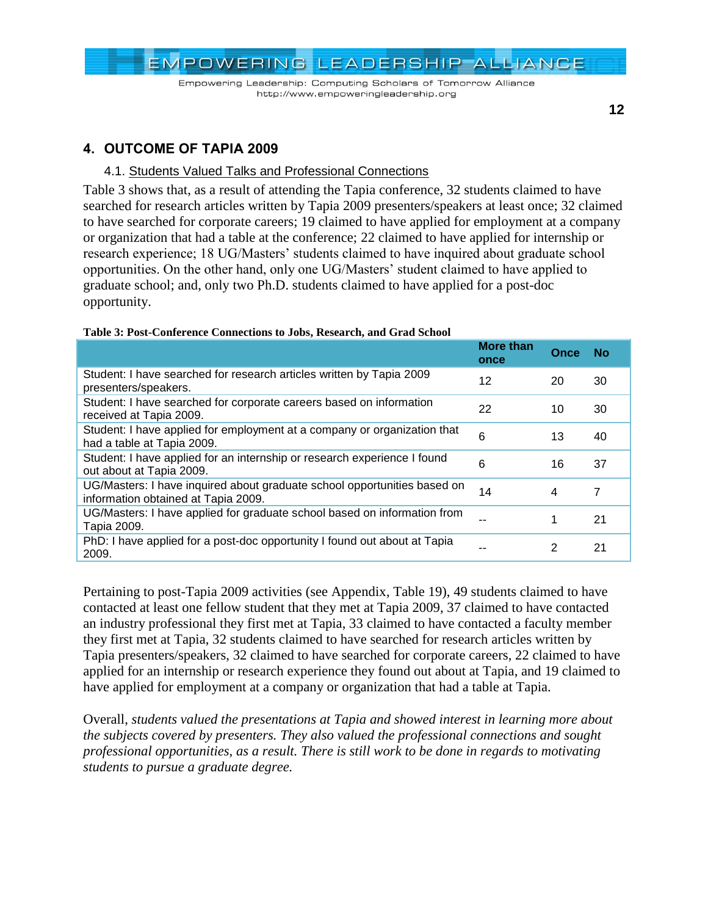## 4. OUTCOME OF TAPIA 2009

### 4.1. Students Valued Talks and Professional Connections

Table 3 shows that, as a result of attending the Tapia conference, 32 students claimed to have searched for research articles written by Tapia 2009 presenters/speakers at least once; 32 claimed to have searched for corporate careers; 19 claimed to have applied for employment at a company or organization that had a table at the conference; 22 claimed to have applied for internship or research experience; 18 UG/Masters' students claimed to have inquired about graduate school opportunities. On the other hand, only one UG/Masters' student claimed to have applied to graduate school; and, only two Ph.D. students claimed to have applied for a post-doc opportunity.

**Table 3: Post-Conference Connections to Jobs, Research, and Grad School**

| | More than once | Once | No |
|---|---|---|---|
| Student: I have searched for research articles written by Tapia 2009 presenters/speakers. | 12 | 20 | 30 |
| Student: I have searched for corporate careers based on information received at Tapia 2009. | 22 | 10 | 30 |
| Student: I have applied for employment at a company or organization that had a table at Tapia 2009. | 6 | 13 | 40 |
| Student: I have applied for an internship or research experience I found out about at Tapia 2009. | 6 | 16 | 37 |
| UG/Masters: I have inquired about graduate school opportunities based on information obtained at Tapia 2009. | 14 | 4 | 7 |
| UG/Masters: I have applied for graduate school based on information from Tapia 2009. | -- | 1 | 21 |
| PhD: I have applied for a post-doc opportunity I found out about at Tapia 2009. | -- | 2 | 21 |

Pertaining to post-Tapia 2009 activities (see Appendix, Table 19), 49 students claimed to have contacted at least one fellow student that they met at Tapia 2009, 37 claimed to have contacted an industry professional they first met at Tapia, 33 claimed to have contacted a faculty member they first met at Tapia, 32 students claimed to have searched for research articles written by Tapia presenters/speakers, 32 claimed to have searched for corporate careers, 22 claimed to have applied for an internship or research experience they found out about at Tapia, and 19 claimed to have applied for employment at a company or organization that had a table at Tapia.

Overall, *students valued the presentations at Tapia and showed interest in learning more about the subjects covered by presenters. They also valued the professional connections and sought professional opportunities, as a result. There is still work to be done in regards to motivating students to pursue a graduate degree.*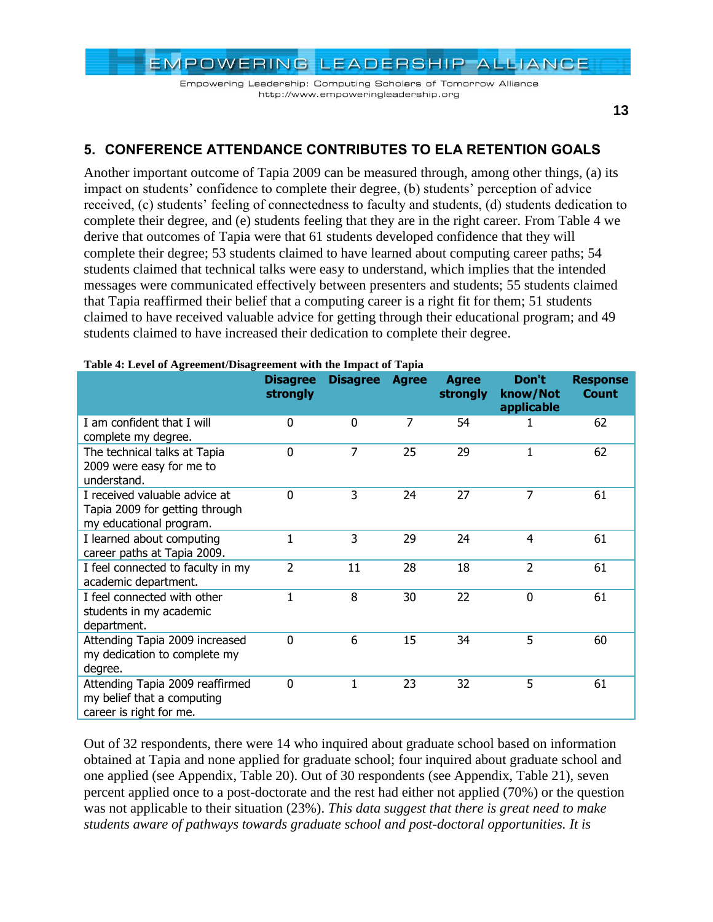## 5. CONFERENCE ATTENDANCE CONTRIBUTES TO ELA RETENTION GOALS

Another important outcome of Tapia 2009 can be measured through, among other things, (a) its impact on students' confidence to complete their degree, (b) students' perception of advice received, (c) students' feeling of connectedness to faculty and students, (d) students dedication to complete their degree, and (e) students feeling that they are in the right career. From Table 4 we derive that outcomes of Tapia were that 61 students developed confidence that they will complete their degree; 53 students claimed to have learned about computing career paths; 54 students claimed that technical talks were easy to understand, which implies that the intended messages were communicated effectively between presenters and students; 55 students claimed that Tapia reaffirmed their belief that a computing career is a right fit for them; 51 students claimed to have received valuable advice for getting through their educational program; and 49 students claimed to have increased their dedication to complete their degree.

**Table 4: Level of Agreement/Disagreement with the Impact of Tapia**

| | Disagree strongly | Disagree | Agree | Agree strongly | Don't know/Not applicable | Response Count |
|---|---|---|---|---|---|---|
| I am confident that I will complete my degree. | 0 | 0 | 7 | 54 | 1 | 62 |
| The technical talks at Tapia 2009 were easy for me to understand. | 0 | 7 | 25 | 29 | 1 | 62 |
| I received valuable advice at Tapia 2009 for getting through my educational program. | 0 | 3 | 24 | 27 | 7 | 61 |
| I learned about computing career paths at Tapia 2009. | 1 | 3 | 29 | 24 | 4 | 61 |
| I feel connected to faculty in my academic department. | 2 | 11 | 28 | 18 | 2 | 61 |
| I feel connected with other students in my academic department. | 1 | 8 | 30 | 22 | 0 | 61 |
| Attending Tapia 2009 increased my dedication to complete my degree. | 0 | 6 | 15 | 34 | 5 | 60 |
| Attending Tapia 2009 reaffirmed my belief that a computing career is right for me. | 0 | 1 | 23 | 32 | 5 | 61 |

Out of 32 respondents, there were 14 who inquired about graduate school based on information obtained at Tapia and none applied for graduate school; four inquired about graduate school and one applied (see Appendix, Table 20). Out of 30 respondents (see Appendix, Table 21), seven percent applied once to a post-doctorate and the rest had either not applied (70%) or the question was not applicable to their situation (23%). *This data suggest that there is great need to make students aware of pathways towards graduate school and post-doctoral opportunities. It is*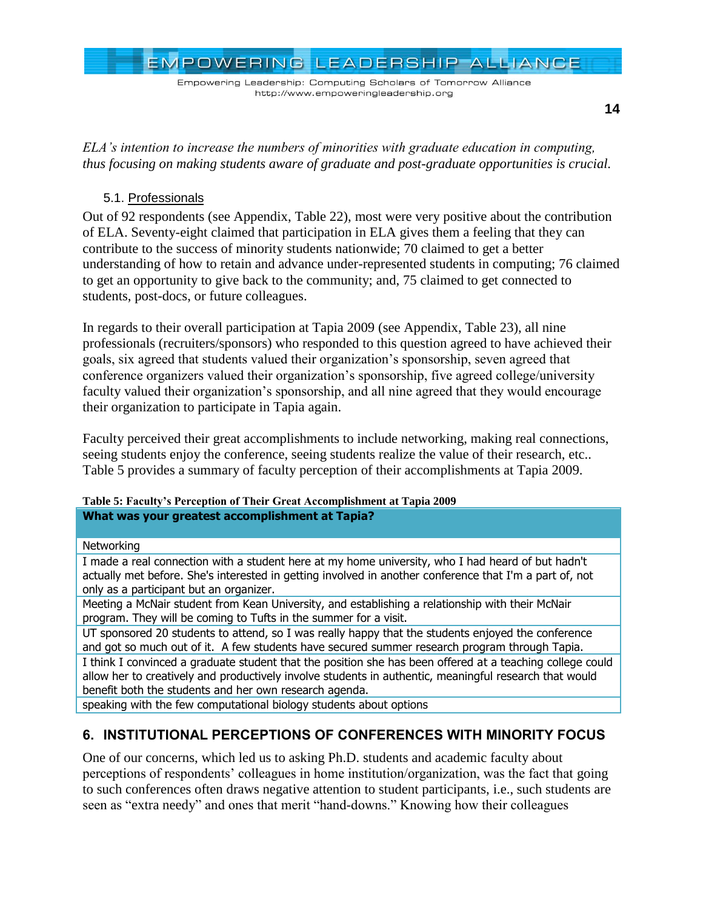*ELA's intention to increase the numbers of minorities with graduate education in computing, thus focusing on making students aware of graduate and post-graduate opportunities is crucial.*

### 5.1. Professionals

Out of 92 respondents (see Appendix, Table 22), most were very positive about the contribution of ELA. Seventy-eight claimed that participation in ELA gives them a feeling that they can contribute to the success of minority students nationwide; 70 claimed to get a better understanding of how to retain and advance under-represented students in computing; 76 claimed to get an opportunity to give back to the community; and, 75 claimed to get connected to students, post-docs, or future colleagues.

In regards to their overall participation at Tapia 2009 (see Appendix, Table 23), all nine professionals (recruiters/sponsors) who responded to this question agreed to have achieved their goals, six agreed that students valued their organization's sponsorship, seven agreed that conference organizers valued their organization's sponsorship, five agreed college/university faculty valued their organization's sponsorship, and all nine agreed that they would encourage their organization to participate in Tapia again.

Faculty perceived their great accomplishments to include networking, making real connections, seeing students enjoy the conference, seeing students realize the value of their research, etc.. Table 5 provides a summary of faculty perception of their accomplishments at Tapia 2009.

**Table 5: Faculty's Perception of Their Great Accomplishment at Tapia 2009**

| **What was your greatest accomplishment at Tapia?** |
|---|
| Networking |
| I made a real connection with a student here at my home university, who I had heard of but hadn't actually met before. She's interested in getting involved in another conference that I'm a part of, not only as a participant but an organizer. |
| Meeting a McNair student from Kean University, and establishing a relationship with their McNair program. They will be coming to Tufts in the summer for a visit. |
| UT sponsored 20 students to attend, so I was really happy that the students enjoyed the conference and got so much out of it. A few students have secured summer research program through Tapia. |
| I think I convinced a graduate student that the position she has been offered at a teaching college could allow her to creatively and productively involve students in authentic, meaningful research that would benefit both the students and her own research agenda. |
| speaking with the few computational biology students about options |

## 6. INSTITUTIONAL PERCEPTIONS OF CONFERENCES WITH MINORITY FOCUS

One of our concerns, which led us to asking Ph.D. students and academic faculty about perceptions of respondents' colleagues in home institution/organization, was the fact that going to such conferences often draws negative attention to student participants, i.e., such students are seen as "extra needy" and ones that merit "hand-downs." Knowing how their colleagues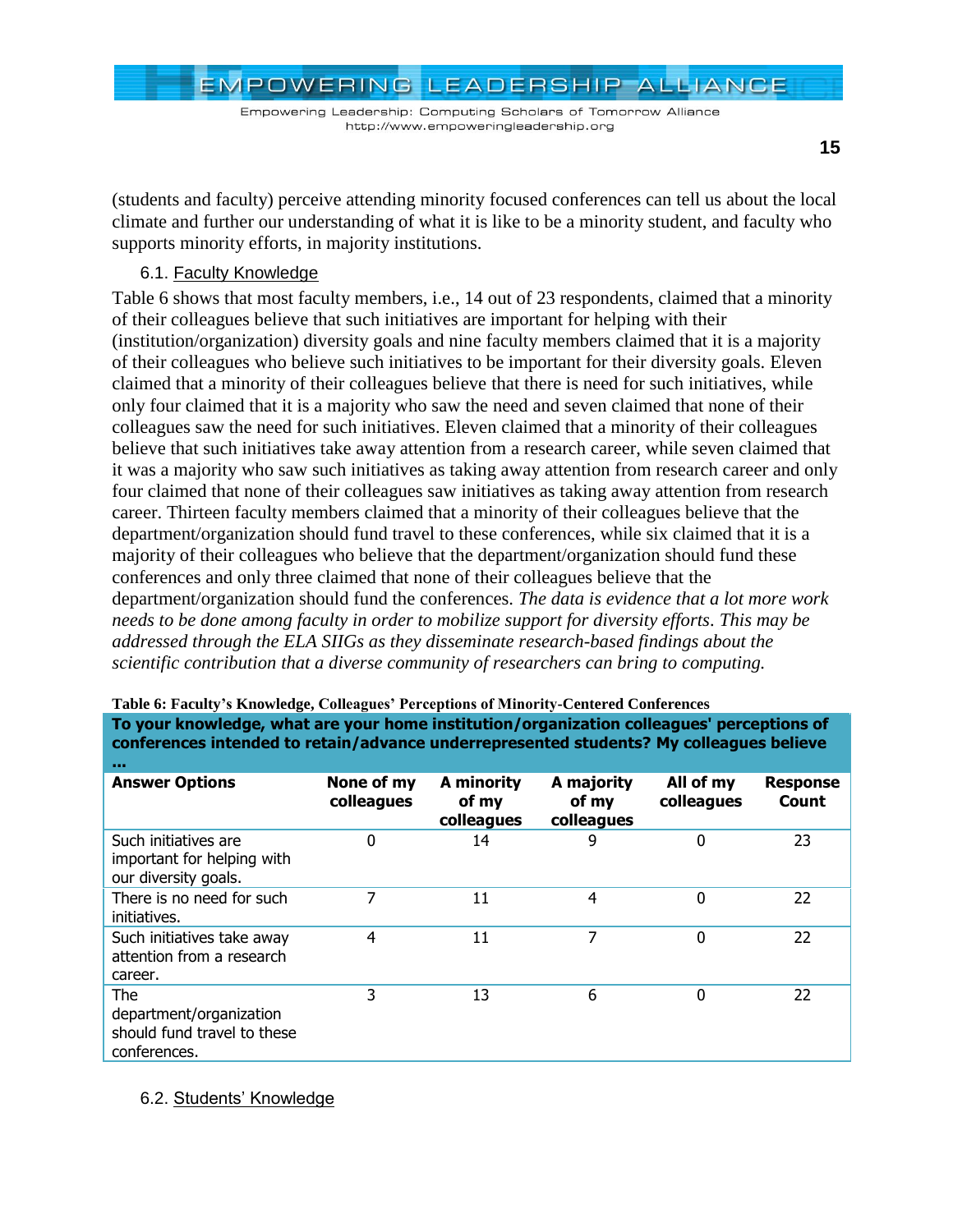(students and faculty) perceive attending minority focused conferences can tell us about the local climate and further our understanding of what it is like to be a minority student, and faculty who supports minority efforts, in majority institutions.

### 6.1. Faculty Knowledge

Table 6 shows that most faculty members, i.e., 14 out of 23 respondents, claimed that a minority of their colleagues believe that such initiatives are important for helping with their (institution/organization) diversity goals and nine faculty members claimed that it is a majority of their colleagues who believe such initiatives to be important for their diversity goals. Eleven claimed that a minority of their colleagues believe that there is need for such initiatives, while only four claimed that it is a majority who saw the need and seven claimed that none of their colleagues saw the need for such initiatives. Eleven claimed that a minority of their colleagues believe that such initiatives take away attention from a research career, while seven claimed that it was a majority who saw such initiatives as taking away attention from research career and only four claimed that none of their colleagues saw initiatives as taking away attention from research career. Thirteen faculty members claimed that a minority of their colleagues believe that the department/organization should fund travel to these conferences, while six claimed that it is a majority of their colleagues who believe that the department/organization should fund these conferences and only three claimed that none of their colleagues believe that the department/organization should fund the conferences. *The data is evidence that a lot more work needs to be done among faculty in order to mobilize support for diversity efforts. This may be addressed through the ELA SIIGs as they disseminate research-based findings about the scientific contribution that a diverse community of researchers can bring to computing.*

**Table 6: Faculty's Knowledge, Colleagues' Perceptions of Minority-Centered Conferences**

| To your knowledge, what are your home institution/organization colleagues' perceptions of conferences intended to retain/advance underrepresented students? My colleagues believe ... | | | | | |
|---|---|---|---|---|---|
| **Answer Options** | **None of my colleagues** | **A minority of my colleagues** | **A majority of my colleagues** | **All of my colleagues** | **Response Count** |
| Such initiatives are important for helping with our diversity goals. | 0 | 14 | 9 | 0 | 23 |
| There is no need for such initiatives. | 7 | 11 | 4 | 0 | 22 |
| Such initiatives take away attention from a research career. | 4 | 11 | 7 | 0 | 22 |
| The department/organization should fund travel to these conferences. | 3 | 13 | 6 | 0 | 22 |

### 6.2. Students' Knowledge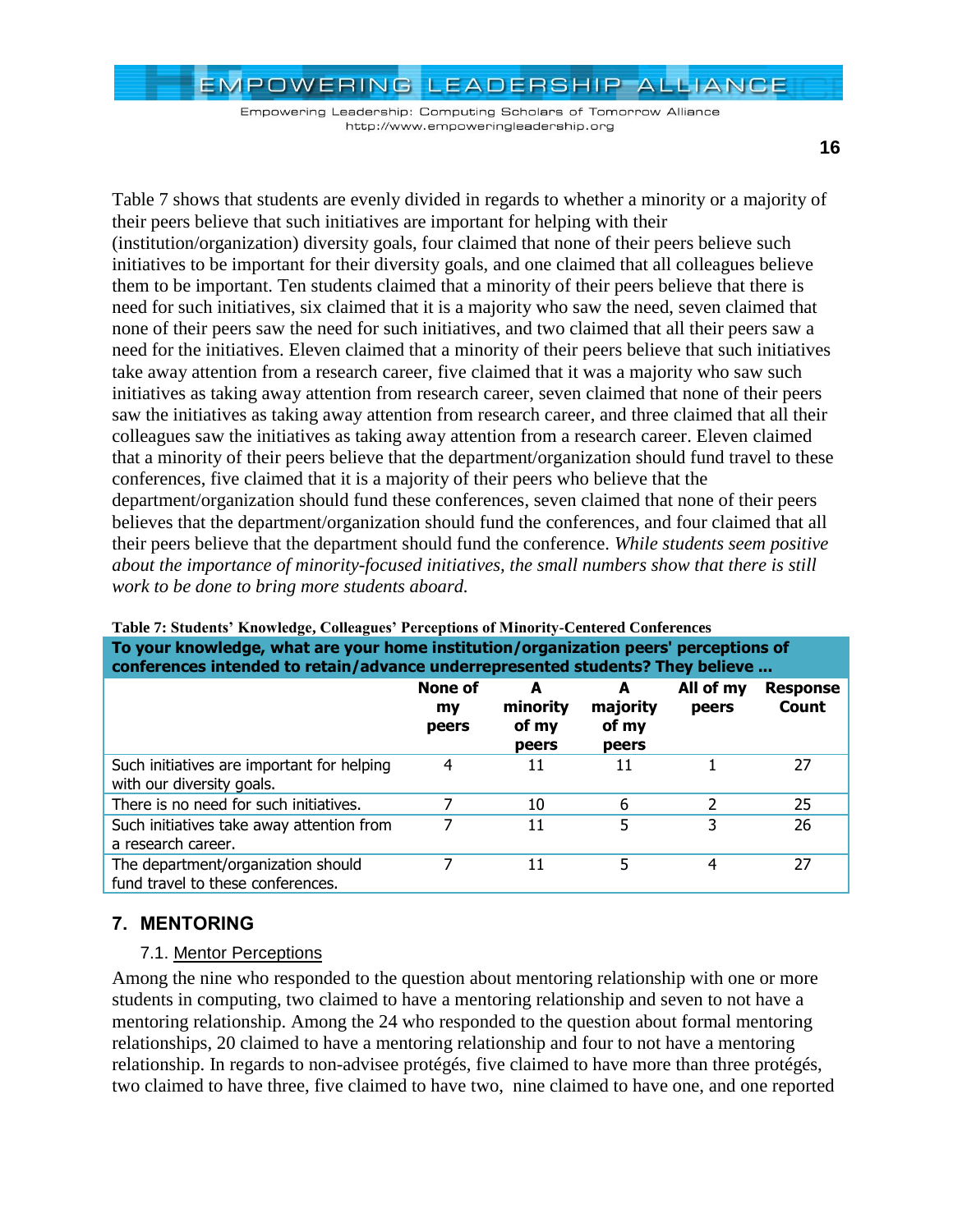Table 7 shows that students are evenly divided in regards to whether a minority or a majority of their peers believe that such initiatives are important for helping with their (institution/organization) diversity goals, four claimed that none of their peers believe such initiatives to be important for their diversity goals, and one claimed that all colleagues believe them to be important. Ten students claimed that a minority of their peers believe that there is need for such initiatives, six claimed that it is a majority who saw the need, seven claimed that none of their peers saw the need for such initiatives, and two claimed that all their peers saw a need for the initiatives. Eleven claimed that a minority of their peers believe that such initiatives take away attention from a research career, five claimed that it was a majority who saw such initiatives as taking away attention from research career, seven claimed that none of their peers saw the initiatives as taking away attention from research career, and three claimed that all their colleagues saw the initiatives as taking away attention from a research career. Eleven claimed that a minority of their peers believe that the department/organization should fund travel to these conferences, five claimed that it is a majority of their peers who believe that the department/organization should fund these conferences, seven claimed that none of their peers believes that the department/organization should fund the conferences, and four claimed that all their peers believe that the department should fund the conference. *While students seem positive about the importance of minority-focused initiatives, the small numbers show that there is still work to be done to bring more students aboard.*

**Table 7: Students' Knowledge, Colleagues' Perceptions of Minority-Centered Conferences**

**To your knowledge, what are your home institution/organization peers' perceptions of conferences intended to retain/advance underrepresented students? They believe ...**

| | None of my peers | A minority of my peers | A majority of my peers | All of my peers | Response Count |
|---|---|---|---|---|---|
| Such initiatives are important for helping with our diversity goals. | 4 | 11 | 11 | 1 | 27 |
| There is no need for such initiatives. | 7 | 10 | 6 | 2 | 25 |
| Such initiatives take away attention from a research career. | 7 | 11 | 5 | 3 | 26 |
| The department/organization should fund travel to these conferences. | 7 | 11 | 5 | 4 | 27 |

## 7. MENTORING

### 7.1. Mentor Perceptions

Among the nine who responded to the question about mentoring relationship with one or more students in computing, two claimed to have a mentoring relationship and seven to not have a mentoring relationship. Among the 24 who responded to the question about formal mentoring relationships, 20 claimed to have a mentoring relationship and four to not have a mentoring relationship. In regards to non-advisee protégés, five claimed to have more than three protégés, two claimed to have three, five claimed to have two, nine claimed to have one, and one reported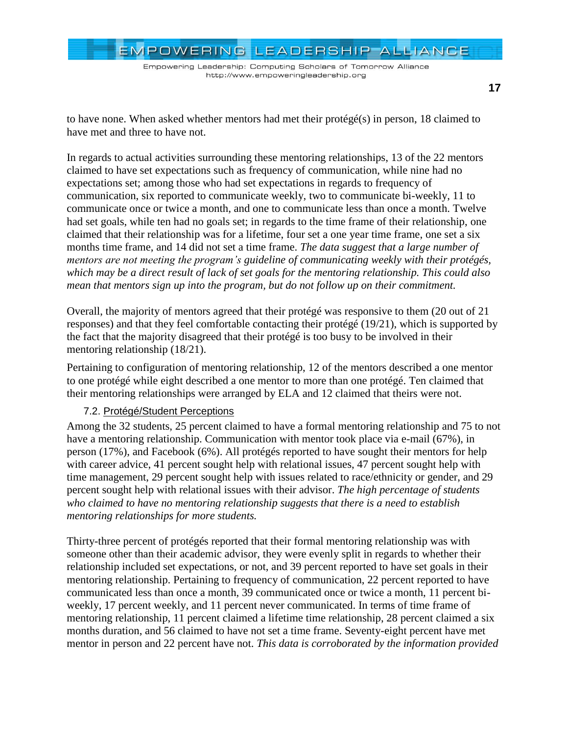to have none. When asked whether mentors had met their protégé(s) in person, 18 claimed to have met and three to have not.

In regards to actual activities surrounding these mentoring relationships, 13 of the 22 mentors claimed to have set expectations such as frequency of communication, while nine had no expectations set; among those who had set expectations in regards to frequency of communication, six reported to communicate weekly, two to communicate bi-weekly, 11 to communicate once or twice a month, and one to communicate less than once a month. Twelve had set goals, while ten had no goals set; in regards to the time frame of their relationship, one claimed that their relationship was for a lifetime, four set a one year time frame, one set a six months time frame, and 14 did not set a time frame. *The data suggest that a large number of mentors are not meeting the program's guideline of communicating weekly with their protégés, which may be a direct result of lack of set goals for the mentoring relationship. This could also mean that mentors sign up into the program, but do not follow up on their commitment.*

Overall, the majority of mentors agreed that their protégé was responsive to them (20 out of 21 responses) and that they feel comfortable contacting their protégé (19/21), which is supported by the fact that the majority disagreed that their protégé is too busy to be involved in their mentoring relationship (18/21).

Pertaining to configuration of mentoring relationship, 12 of the mentors described a one mentor to one protégé while eight described a one mentor to more than one protégé. Ten claimed that their mentoring relationships were arranged by ELA and 12 claimed that theirs were not.

### 7.2. Protégé/Student Perceptions

Among the 32 students, 25 percent claimed to have a formal mentoring relationship and 75 to not have a mentoring relationship. Communication with mentor took place via e-mail (67%), in person (17%), and Facebook (6%). All protégés reported to have sought their mentors for help with career advice, 41 percent sought help with relational issues, 47 percent sought help with time management, 29 percent sought help with issues related to race/ethnicity or gender, and 29 percent sought help with relational issues with their advisor. *The high percentage of students who claimed to have no mentoring relationship suggests that there is a need to establish mentoring relationships for more students.*

Thirty-three percent of protégés reported that their formal mentoring relationship was with someone other than their academic advisor, they were evenly split in regards to whether their relationship included set expectations, or not, and 39 percent reported to have set goals in their mentoring relationship. Pertaining to frequency of communication, 22 percent reported to have communicated less than once a month, 39 communicated once or twice a month, 11 percent bi-weekly, 17 percent weekly, and 11 percent never communicated. In terms of time frame of mentoring relationship, 11 percent claimed a lifetime time relationship, 28 percent claimed a six months duration, and 56 claimed to have not set a time frame. Seventy-eight percent have met mentor in person and 22 percent have not. *This data is corroborated by the information provided*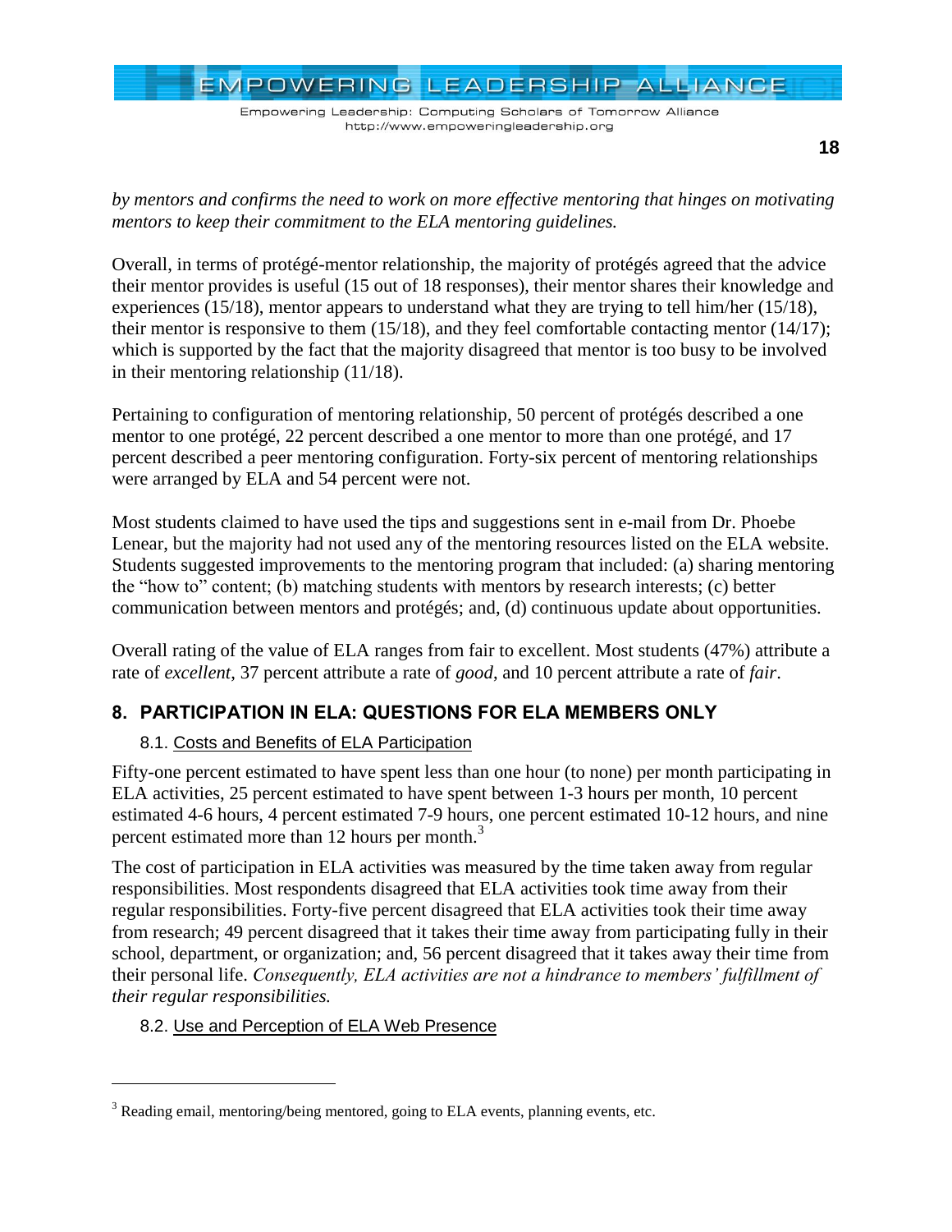*by mentors and confirms the need to work on more effective mentoring that hinges on motivating mentors to keep their commitment to the ELA mentoring guidelines.*

Overall, in terms of protégé-mentor relationship, the majority of protégés agreed that the advice their mentor provides is useful (15 out of 18 responses), their mentor shares their knowledge and experiences (15/18), mentor appears to understand what they are trying to tell him/her (15/18), their mentor is responsive to them (15/18), and they feel comfortable contacting mentor (14/17); which is supported by the fact that the majority disagreed that mentor is too busy to be involved in their mentoring relationship (11/18).

Pertaining to configuration of mentoring relationship, 50 percent of protégés described a one mentor to one protégé, 22 percent described a one mentor to more than one protégé, and 17 percent described a peer mentoring configuration. Forty-six percent of mentoring relationships were arranged by ELA and 54 percent were not.

Most students claimed to have used the tips and suggestions sent in e-mail from Dr. Phoebe Lenear, but the majority had not used any of the mentoring resources listed on the ELA website. Students suggested improvements to the mentoring program that included: (a) sharing mentoring the "how to" content; (b) matching students with mentors by research interests; (c) better communication between mentors and protégés; and, (d) continuous update about opportunities.

Overall rating of the value of ELA ranges from fair to excellent. Most students (47%) attribute a rate of *excellent*, 37 percent attribute a rate of *good*, and 10 percent attribute a rate of *fair*.

## 8. PARTICIPATION IN ELA: QUESTIONS FOR ELA MEMBERS ONLY

### 8.1. Costs and Benefits of ELA Participation

Fifty-one percent estimated to have spent less than one hour (to none) per month participating in ELA activities, 25 percent estimated to have spent between 1-3 hours per month, 10 percent estimated 4-6 hours, 4 percent estimated 7-9 hours, one percent estimated 10-12 hours, and nine percent estimated more than 12 hours per month.[3]

The cost of participation in ELA activities was measured by the time taken away from regular responsibilities. Most respondents disagreed that ELA activities took time away from their regular responsibilities. Forty-five percent disagreed that ELA activities took their time away from research; 49 percent disagreed that it takes their time away from participating fully in their school, department, or organization; and, 56 percent disagreed that it takes away their time from their personal life. *Consequently, ELA activities are not a hindrance to members' fulfillment of their regular responsibilities.*

### 8.2. Use and Perception of ELA Web Presence

[3] Reading email, mentoring/being mentored, going to ELA events, planning events, etc.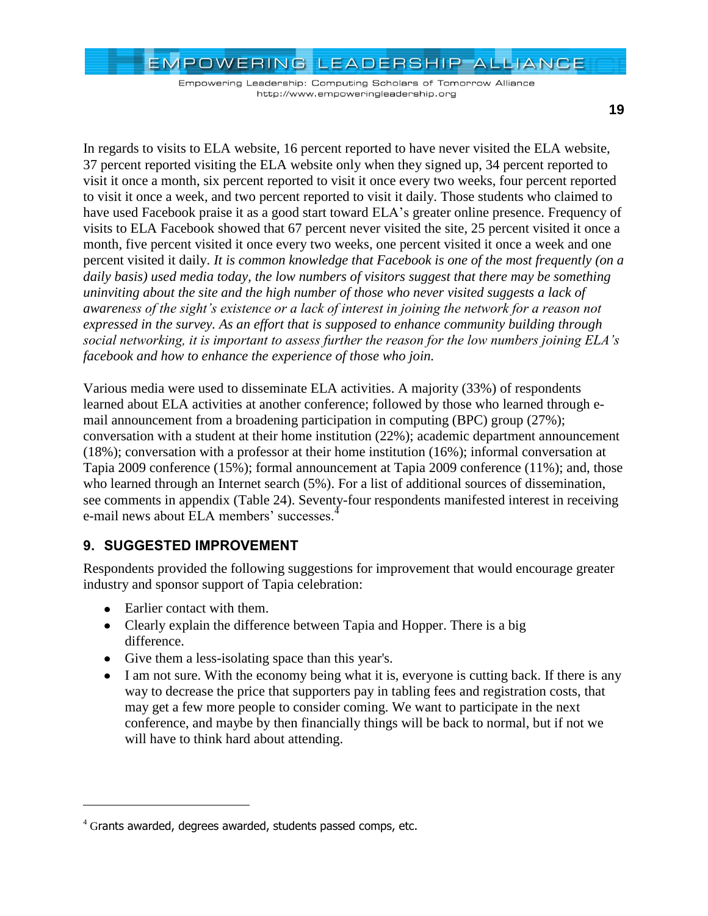In regards to visits to ELA website, 16 percent reported to have never visited the ELA website, 37 percent reported visiting the ELA website only when they signed up, 34 percent reported to visit it once a month, six percent reported to visit it once every two weeks, four percent reported to visit it once a week, and two percent reported to visit it daily. Those students who claimed to have used Facebook praise it as a good start toward ELA's greater online presence. Frequency of visits to ELA Facebook showed that 67 percent never visited the site, 25 percent visited it once a month, five percent visited it once every two weeks, one percent visited it once a week and one percent visited it daily. *It is common knowledge that Facebook is one of the most frequently (on a daily basis) used media today, the low numbers of visitors suggest that there may be something uninviting about the site and the high number of those who never visited suggests a lack of awareness of the sight's existence or a lack of interest in joining the network for a reason not expressed in the survey. As an effort that is supposed to enhance community building through social networking, it is important to assess further the reason for the low numbers joining ELA's facebook and how to enhance the experience of those who join.*

Various media were used to disseminate ELA activities. A majority (33%) of respondents learned about ELA activities at another conference; followed by those who learned through e-mail announcement from a broadening participation in computing (BPC) group (27%); conversation with a student at their home institution (22%); academic department announcement (18%); conversation with a professor at their home institution (16%); informal conversation at Tapia 2009 conference (15%); formal announcement at Tapia 2009 conference (11%); and, those who learned through an Internet search (5%). For a list of additional sources of dissemination, see comments in appendix (Table 24). Seventy-four respondents manifested interest in receiving e-mail news about ELA members' successes.[4]

## 9. SUGGESTED IMPROVEMENT

Respondents provided the following suggestions for improvement that would encourage greater industry and sponsor support of Tapia celebration:

- Earlier contact with them.
- Clearly explain the difference between Tapia and Hopper. There is a big difference.
- Give them a less-isolating space than this year's.
- I am not sure. With the economy being what it is, everyone is cutting back. If there is any way to decrease the price that supporters pay in tabling fees and registration costs, that may get a few more people to consider coming. We want to participate in the next conference, and maybe by then financially things will be back to normal, but if not we will have to think hard about attending.

[4] Grants awarded, degrees awarded, students passed comps, etc.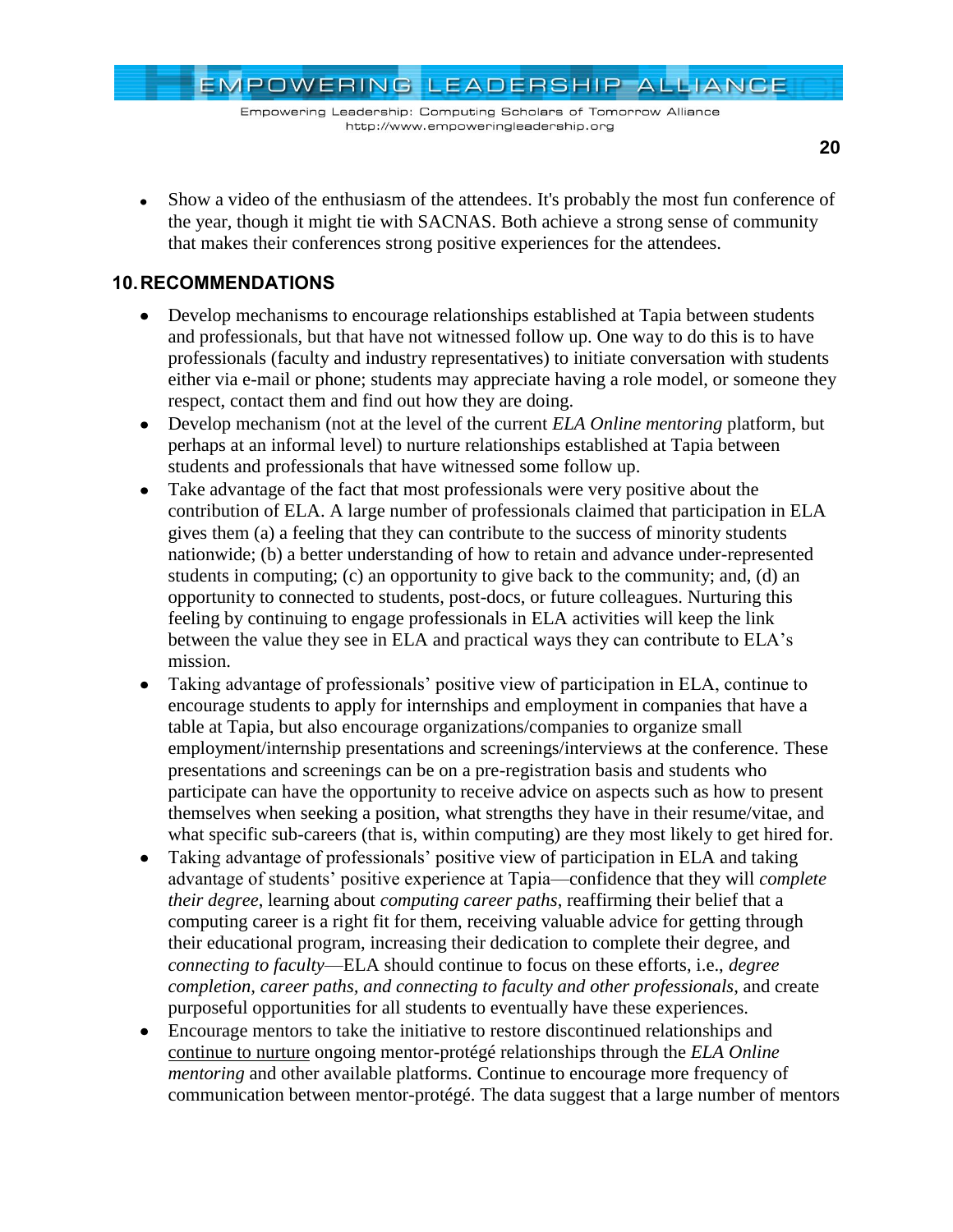- Show a video of the enthusiasm of the attendees. It's probably the most fun conference of the year, though it might tie with SACNAS. Both achieve a strong sense of community that makes their conferences strong positive experiences for the attendees.

## 10. RECOMMENDATIONS

- Develop mechanisms to encourage relationships established at Tapia between students and professionals, but that have not witnessed follow up. One way to do this is to have professionals (faculty and industry representatives) to initiate conversation with students either via e-mail or phone; students may appreciate having a role model, or someone they respect, contact them and find out how they are doing.
- Develop mechanism (not at the level of the current *ELA Online mentoring* platform, but perhaps at an informal level) to nurture relationships established at Tapia between students and professionals that have witnessed some follow up.
- Take advantage of the fact that most professionals were very positive about the contribution of ELA. A large number of professionals claimed that participation in ELA gives them (a) a feeling that they can contribute to the success of minority students nationwide; (b) a better understanding of how to retain and advance under-represented students in computing; (c) an opportunity to give back to the community; and, (d) an opportunity to connected to students, post-docs, or future colleagues. Nurturing this feeling by continuing to engage professionals in ELA activities will keep the link between the value they see in ELA and practical ways they can contribute to ELA's mission.
- Taking advantage of professionals' positive view of participation in ELA, continue to encourage students to apply for internships and employment in companies that have a table at Tapia, but also encourage organizations/companies to organize small employment/internship presentations and screenings/interviews at the conference. These presentations and screenings can be on a pre-registration basis and students who participate can have the opportunity to receive advice on aspects such as how to present themselves when seeking a position, what strengths they have in their resume/vitae, and what specific sub-careers (that is, within computing) are they most likely to get hired for.
- Taking advantage of professionals' positive view of participation in ELA and taking advantage of students' positive experience at Tapia—confidence that they will *complete their degree*, learning about *computing career paths*, reaffirming their belief that a computing career is a right fit for them, receiving valuable advice for getting through their educational program, increasing their dedication to complete their degree, and *connecting to faculty*—ELA should continue to focus on these efforts, i.e., *degree completion, career paths, and connecting to faculty and other professionals*, and create purposeful opportunities for all students to eventually have these experiences.
- Encourage mentors to take the initiative to restore discontinued relationships and <u>continue to nurture</u> ongoing mentor-protégé relationships through the *ELA Online mentoring* and other available platforms. Continue to encourage more frequency of communication between mentor-protégé. The data suggest that a large number of mentors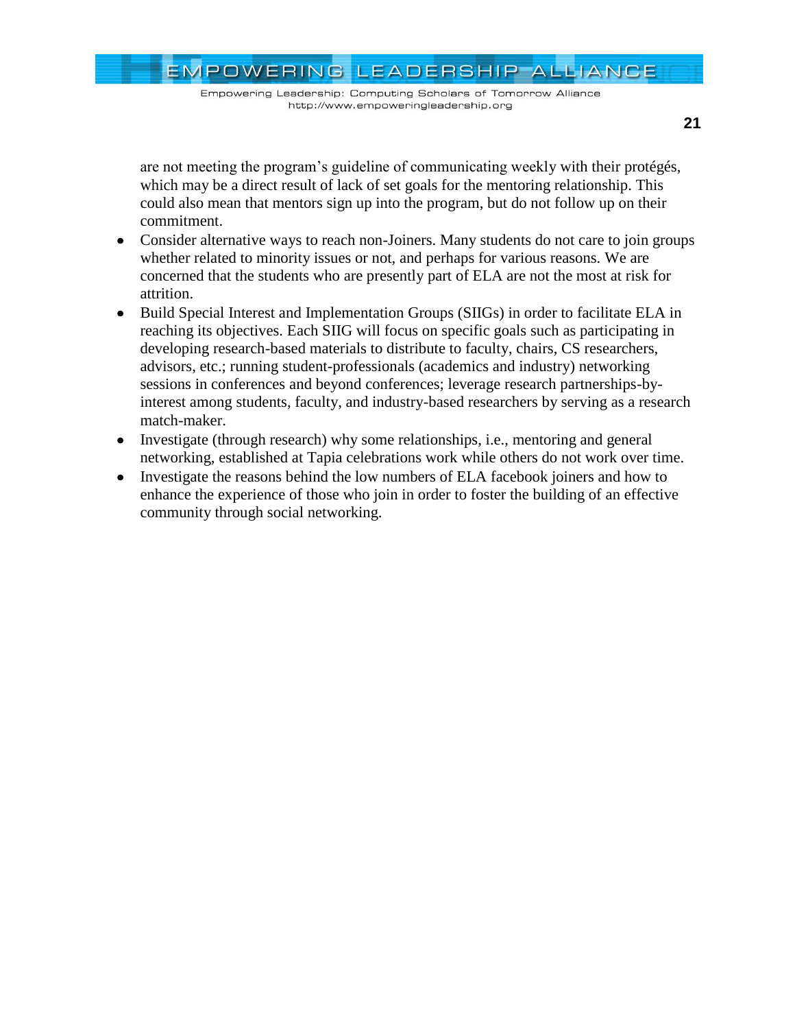are not meeting the program's guideline of communicating weekly with their protégés, which may be a direct result of lack of set goals for the mentoring relationship. This could also mean that mentors sign up into the program, but do not follow up on their commitment.

- Consider alternative ways to reach non-Joiners. Many students do not care to join groups whether related to minority issues or not, and perhaps for various reasons. We are concerned that the students who are presently part of ELA are not the most at risk for attrition.
- Build Special Interest and Implementation Groups (SIIGs) in order to facilitate ELA in reaching its objectives. Each SIIG will focus on specific goals such as participating in developing research-based materials to distribute to faculty, chairs, CS researchers, advisors, etc.; running student-professionals (academics and industry) networking sessions in conferences and beyond conferences; leverage research partnerships-by-interest among students, faculty, and industry-based researchers by serving as a research match-maker.
- Investigate (through research) why some relationships, i.e., mentoring and general networking, established at Tapia celebrations work while others do not work over time.
- Investigate the reasons behind the low numbers of ELA facebook joiners and how to enhance the experience of those who join in order to foster the building of an effective community through social networking.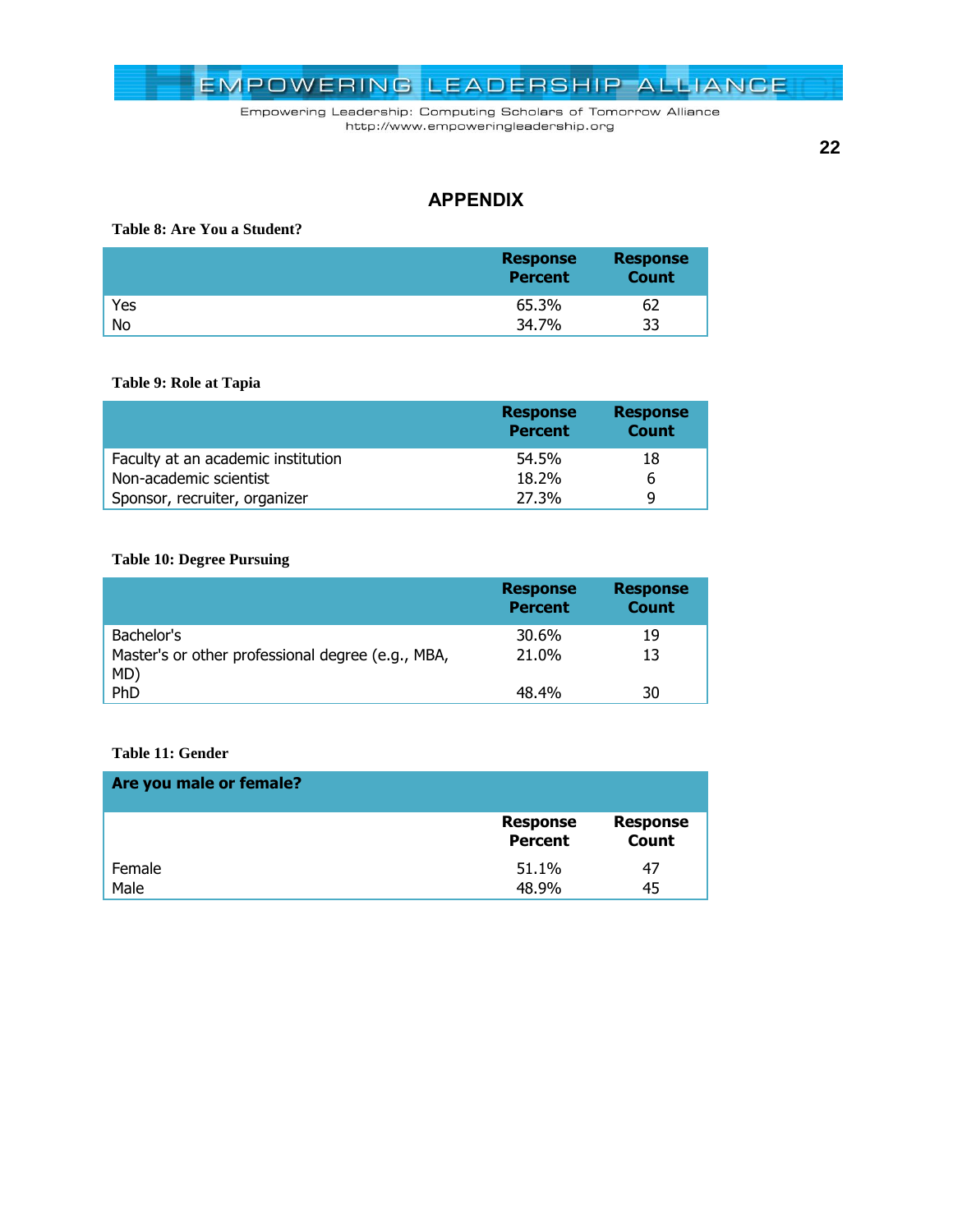# APPENDIX

**Table 8: Are You a Student?**

| | Response Percent | Response Count |
|---|---|---|
| Yes | 65.3% | 62 |
| No | 34.7% | 33 |

**Table 9: Role at Tapia**

| | Response Percent | Response Count |
|---|---|---|
| Faculty at an academic institution | 54.5% | 18 |
| Non-academic scientist | 18.2% | 6 |
| Sponsor, recruiter, organizer | 27.3% | 9 |

**Table 10: Degree Pursuing**

| | Response Percent | Response Count |
|---|---|---|
| Bachelor's | 30.6% | 19 |
| Master's or other professional degree (e.g., MBA, MD) | 21.0% | 13 |
| PhD | 48.4% | 30 |

**Table 11: Gender**

| Are you male or female? | | |
|---|---|---|
| | Response Percent | Response Count |
| Female | 51.1% | 47 |
| Male | 48.9% | 45 |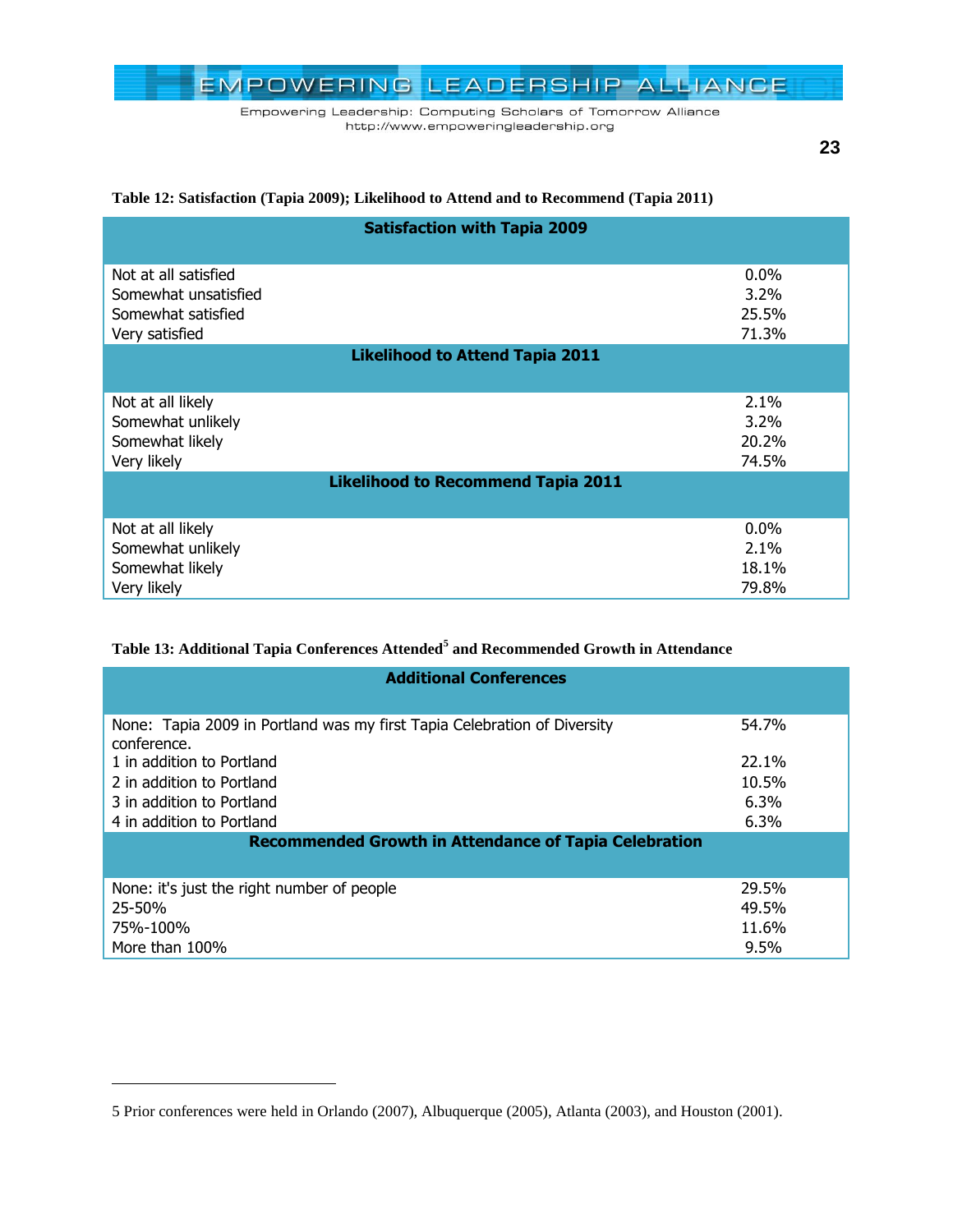**Table 12: Satisfaction (Tapia 2009); Likelihood to Attend and to Recommend (Tapia 2011)**

| Satisfaction with Tapia 2009 | |
|---|---|
| Not at all satisfied | 0.0% |
| Somewhat unsatisfied | 3.2% |
| Somewhat satisfied | 25.5% |
| Very satisfied | 71.3% |
| **Likelihood to Attend Tapia 2011** | |
| Not at all likely | 2.1% |
| Somewhat unlikely | 3.2% |
| Somewhat likely | 20.2% |
| Very likely | 74.5% |
| **Likelihood to Recommend Tapia 2011** | |
| Not at all likely | 0.0% |
| Somewhat unlikely | 2.1% |
| Somewhat likely | 18.1% |
| Very likely | 79.8% |

**Table 13: Additional Tapia Conferences Attended[5] and Recommended Growth in Attendance**

| Additional Conferences | |
|---|---|
| None: Tapia 2009 in Portland was my first Tapia Celebration of Diversity conference. | 54.7% |
| 1 in addition to Portland | 22.1% |
| 2 in addition to Portland | 10.5% |
| 3 in addition to Portland | 6.3% |
| 4 in addition to Portland | 6.3% |
| **Recommended Growth in Attendance of Tapia Celebration** | |
| None: it's just the right number of people | 29.5% |
| 25-50% | 49.5% |
| 75%-100% | 11.6% |
| More than 100% | 9.5% |

5 Prior conferences were held in Orlando (2007), Albuquerque (2005), Atlanta (2003), and Houston (2001).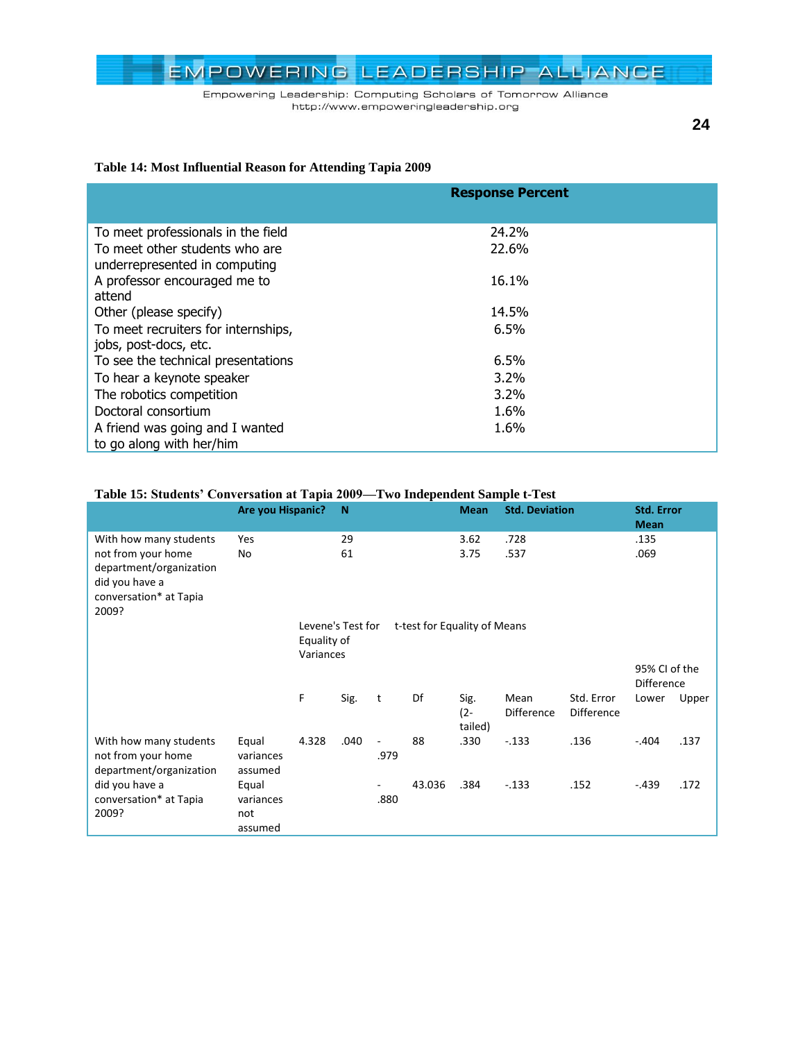**Table 14: Most Influential Reason for Attending Tapia 2009**

| | Response Percent |
|---|---|
| To meet professionals in the field | 24.2% |
| To meet other students who are underrepresented in computing | 22.6% |
| A professor encouraged me to attend | 16.1% |
| Other (please specify) | 14.5% |
| To meet recruiters for internships, jobs, post-docs, etc. | 6.5% |
| To see the technical presentations | 6.5% |
| To hear a keynote speaker | 3.2% |
| The robotics competition | 3.2% |
| Doctoral consortium | 1.6% |
| A friend was going and I wanted to go along with her/him | 1.6% |

**Table 15: Students' Conversation at Tapia 2009—Two Independent Sample t-Test**

| | Are you Hispanic? | N | Mean | Std. Deviation | Std. Error Mean |
|---|---|---|---|---|---|
| With how many students not from your home department/organization did you have a conversation* at Tapia 2009? | Yes | 29 | 3.62 | .728 | .135 |
| | No | 61 | 3.75 | .537 | .069 |

| | | Levene's Test for Equality of Variances | | t-test for Equality of Means | | | | | | |
|---|---|---|---|---|---|---|---|---|---|---|
| | | | | | | | | | 95% CI of the Difference | |
| | | F | Sig. | t | Df | Sig. (2-tailed) | Mean Difference | Std. Error Difference | Lower | Upper |
| With how many students not from your home department/organization did you have a conversation* at Tapia 2009? | Equal variances assumed | 4.328 | .040 | -.979 | 88 | .330 | -.133 | .136 | -.404 | .137 |
| | Equal variances not assumed | | | -.880 | 43.036 | .384 | -.133 | .152 | -.439 | .172 |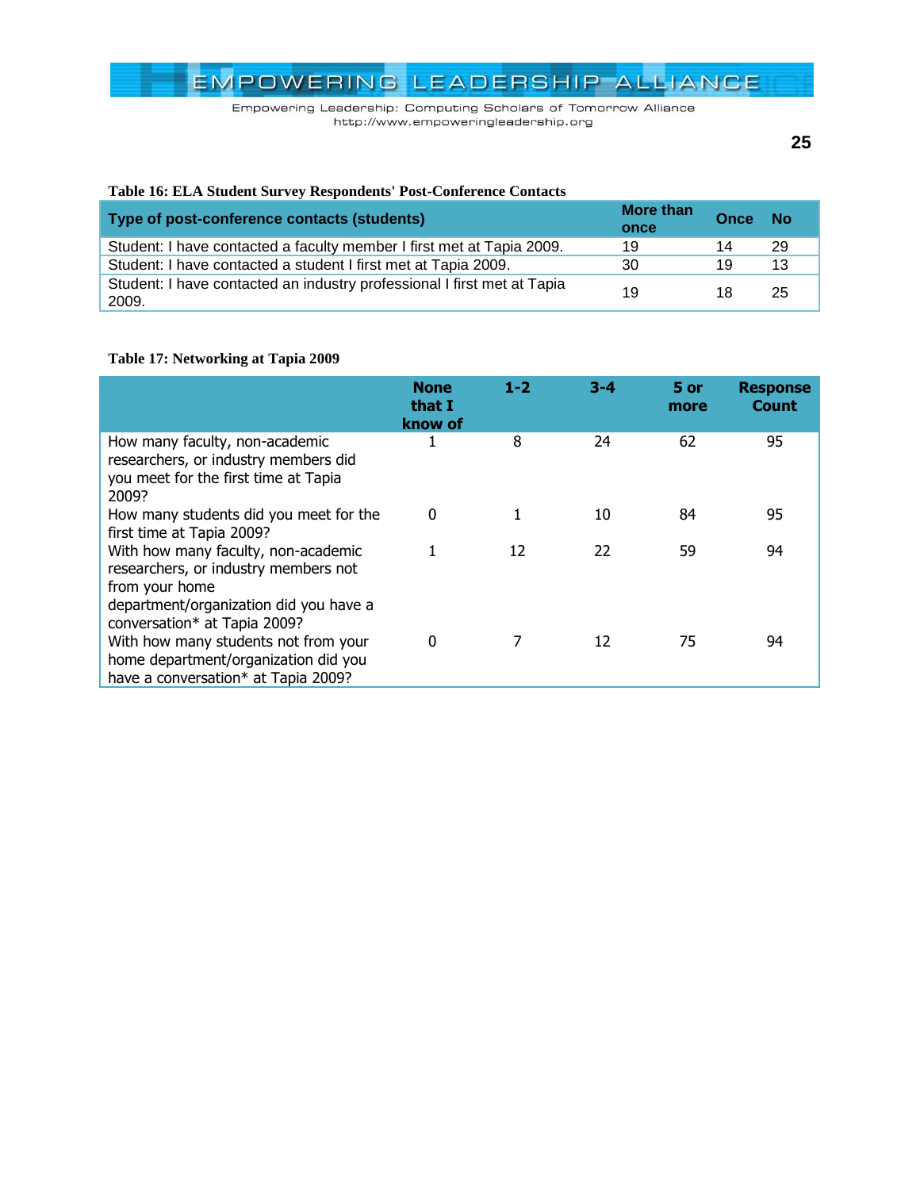**Table 16: ELA Student Survey Respondents' Post-Conference Contacts**

| Type of post-conference contacts (students) | More than once | Once | No |
|---|---|---|---|
| Student: I have contacted a faculty member I first met at Tapia 2009. | 19 | 14 | 29 |
| Student: I have contacted a student I first met at Tapia 2009. | 30 | 19 | 13 |
| Student: I have contacted an industry professional I first met at Tapia 2009. | 19 | 18 | 25 |

**Table 17: Networking at Tapia 2009**

| | None that I know of | 1-2 | 3-4 | 5 or more | Response Count |
|---|---|---|---|---|---|
| How many faculty, non-academic researchers, or industry members did you meet for the first time at Tapia 2009? | 1 | 8 | 24 | 62 | 95 |
| How many students did you meet for the first time at Tapia 2009? | 0 | 1 | 10 | 84 | 95 |
| With how many faculty, non-academic researchers, or industry members not from your home department/organization did you have a conversation* at Tapia 2009? | 1 | 12 | 22 | 59 | 94 |
| With how many students not from your home department/organization did you have a conversation* at Tapia 2009? | 0 | 7 | 12 | 75 | 94 |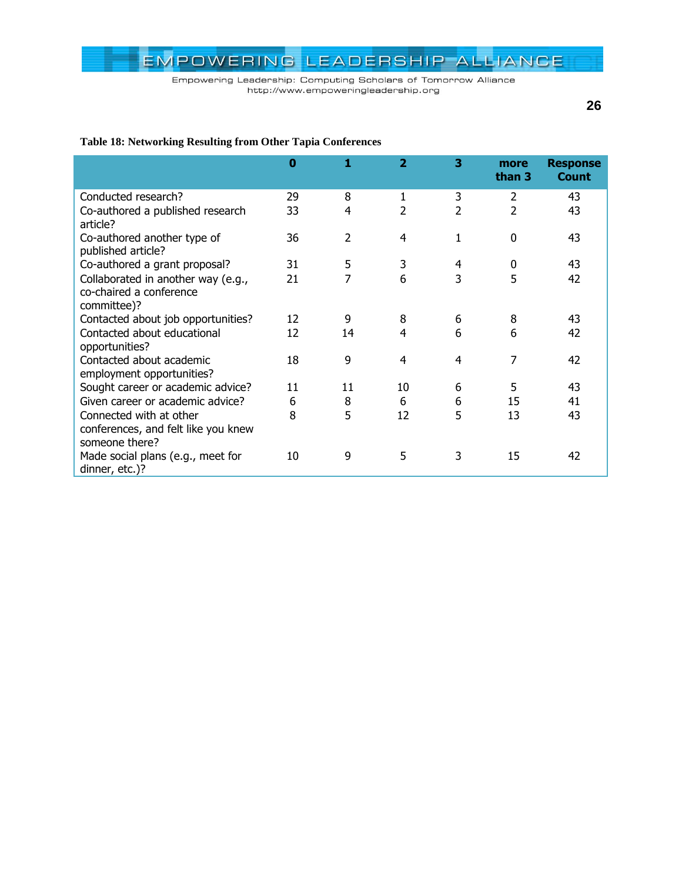**Table 18: Networking Resulting from Other Tapia Conferences**

| | 0 | 1 | 2 | 3 | more than 3 | Response Count |
|---|---|---|---|---|---|---|
| Conducted research? | 29 | 8 | 1 | 3 | 2 | 43 |
| Co-authored a published research article? | 33 | 4 | 2 | 2 | 2 | 43 |
| Co-authored another type of published article? | 36 | 2 | 4 | 1 | 0 | 43 |
| Co-authored a grant proposal? | 31 | 5 | 3 | 4 | 0 | 43 |
| Collaborated in another way (e.g., co-chaired a conference committee)? | 21 | 7 | 6 | 3 | 5 | 42 |
| Contacted about job opportunities? | 12 | 9 | 8 | 6 | 8 | 43 |
| Contacted about educational opportunities? | 12 | 14 | 4 | 6 | 6 | 42 |
| Contacted about academic employment opportunities? | 18 | 9 | 4 | 4 | 7 | 42 |
| Sought career or academic advice? | 11 | 11 | 10 | 6 | 5 | 43 |
| Given career or academic advice? | 6 | 8 | 6 | 6 | 15 | 41 |
| Connected with at other conferences, and felt like you knew someone there? | 8 | 5 | 12 | 5 | 13 | 43 |
| Made social plans (e.g., meet for dinner, etc.)? | 10 | 9 | 5 | 3 | 15 | 42 |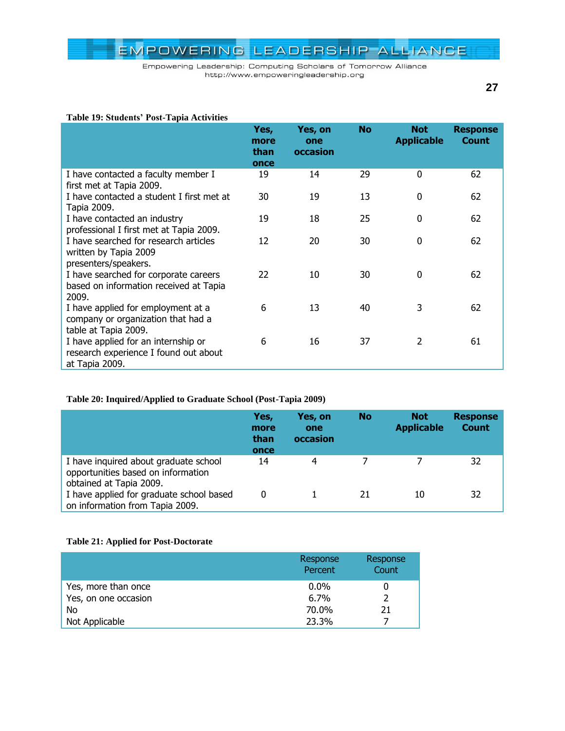**Table 19: Students' Post-Tapia Activities**

| | Yes, more than once | Yes, on one occasion | No | Not Applicable | Response Count |
|---|---|---|---|---|---|
| I have contacted a faculty member I first met at Tapia 2009. | 19 | 14 | 29 | 0 | 62 |
| I have contacted a student I first met at Tapia 2009. | 30 | 19 | 13 | 0 | 62 |
| I have contacted an industry professional I first met at Tapia 2009. | 19 | 18 | 25 | 0 | 62 |
| I have searched for research articles written by Tapia 2009 presenters/speakers. | 12 | 20 | 30 | 0 | 62 |
| I have searched for corporate careers based on information received at Tapia 2009. | 22 | 10 | 30 | 0 | 62 |
| I have applied for employment at a company or organization that had a table at Tapia 2009. | 6 | 13 | 40 | 3 | 62 |
| I have applied for an internship or research experience I found out about at Tapia 2009. | 6 | 16 | 37 | 2 | 61 |

**Table 20: Inquired/Applied to Graduate School (Post-Tapia 2009)**

| | Yes, more than once | Yes, on one occasion | No | Not Applicable | Response Count |
|---|---|---|---|---|---|
| I have inquired about graduate school opportunities based on information obtained at Tapia 2009. | 14 | 4 | 7 | 7 | 32 |
| I have applied for graduate school based on information from Tapia 2009. | 0 | 1 | 21 | 10 | 32 |

**Table 21: Applied for Post-Doctorate**

| | Response Percent | Response Count |
|---|---|---|
| Yes, more than once | 0.0% | 0 |
| Yes, on one occasion | 6.7% | 2 |
| No | 70.0% | 21 |
| Not Applicable | 23.3% | 7 |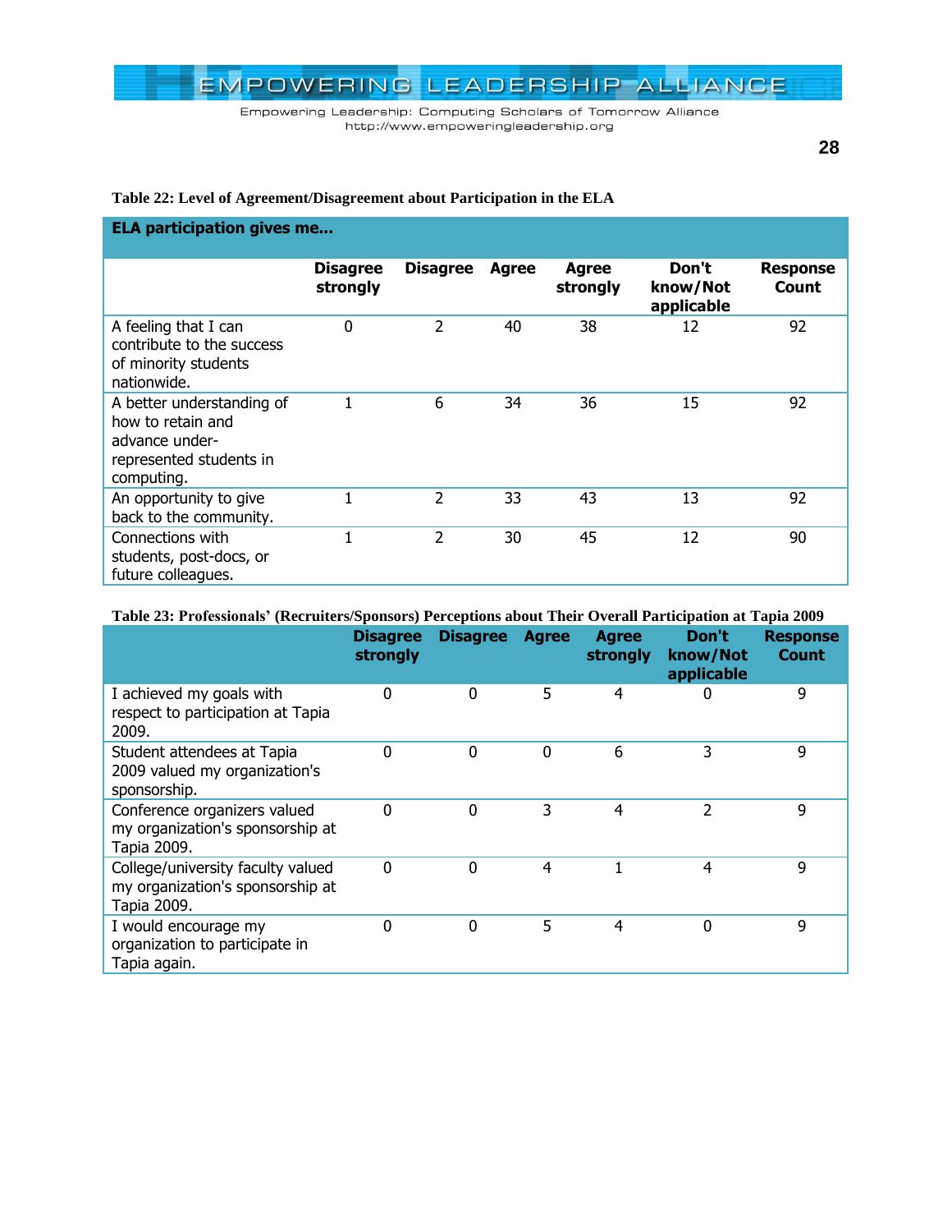**Table 22: Level of Agreement/Disagreement about Participation in the ELA**

| ELA participation gives me... | Disagree strongly | Disagree | Agree | Agree strongly | Don't know/Not applicable | Response Count |
|---|---|---|---|---|---|---|
| A feeling that I can contribute to the success of minority students nationwide. | 0 | 2 | 40 | 38 | 12 | 92 |
| A better understanding of how to retain and advance under-represented students in computing. | 1 | 6 | 34 | 36 | 15 | 92 |
| An opportunity to give back to the community. | 1 | 2 | 33 | 43 | 13 | 92 |
| Connections with students, post-docs, or future colleagues. | 1 | 2 | 30 | 45 | 12 | 90 |

**Table 23: Professionals' (Recruiters/Sponsors) Perceptions about Their Overall Participation at Tapia 2009**

| | Disagree strongly | Disagree | Agree | Agree strongly | Don't know/Not applicable | Response Count |
|---|---|---|---|---|---|---|
| I achieved my goals with respect to participation at Tapia 2009. | 0 | 0 | 5 | 4 | 0 | 9 |
| Student attendees at Tapia 2009 valued my organization's sponsorship. | 0 | 0 | 0 | 6 | 3 | 9 |
| Conference organizers valued my organization's sponsorship at Tapia 2009. | 0 | 0 | 3 | 4 | 2 | 9 |
| College/university faculty valued my organization's sponsorship at Tapia 2009. | 0 | 0 | 4 | 1 | 4 | 9 |
| I would encourage my organization to participate in Tapia again. | 0 | 0 | 5 | 4 | 0 | 9 |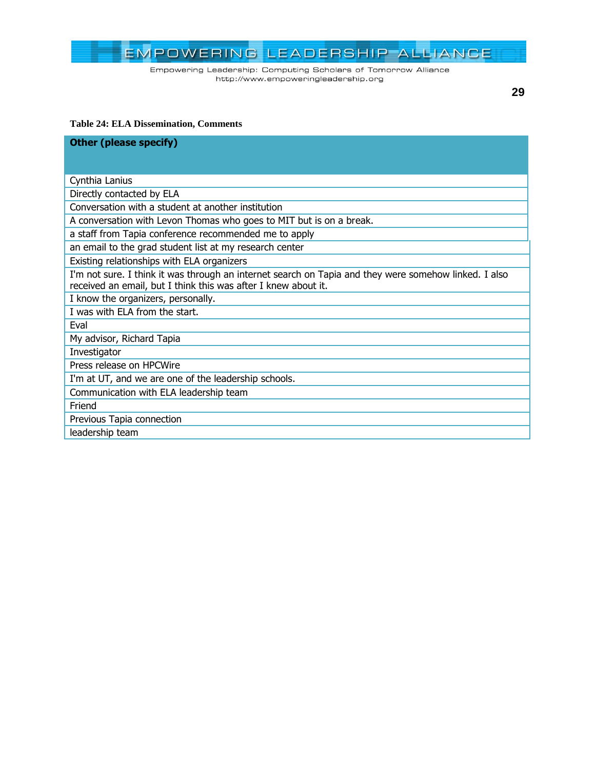**Table 24: ELA Dissemination, Comments**

| Other (please specify) |
|---|
| Cynthia Lanius |
| Directly contacted by ELA |
| Conversation with a student at another institution |
| A conversation with Levon Thomas who goes to MIT but is on a break. |
| a staff from Tapia conference recommended me to apply |
| an email to the grad student list at my research center |
| Existing relationships with ELA organizers |
| I'm not sure. I think it was through an internet search on Tapia and they were somehow linked. I also received an email, but I think this was after I knew about it. |
| I know the organizers, personally. |
| I was with ELA from the start. |
| Eval |
| My advisor, Richard Tapia |
| Investigator |
| Press release on HPCWire |
| I'm at UT, and we are one of the leadership schools. |
| Communication with ELA leadership team |
| Friend |
| Previous Tapia connection |
| leadership team |